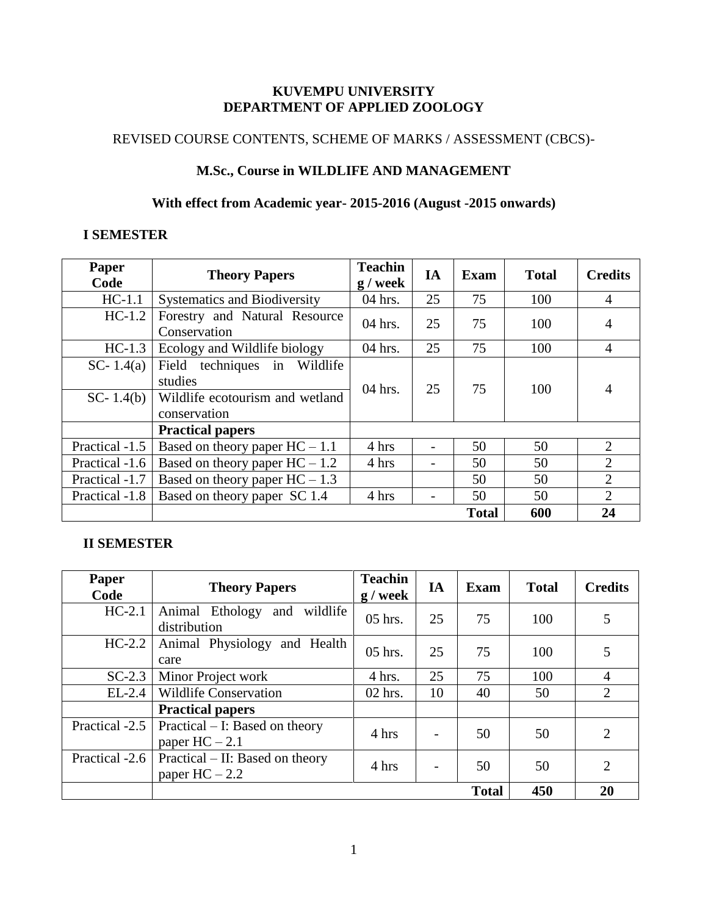**KUVEMPU UNIVERSITY**
**DEPARTMENT OF APPLIED ZOOLOGY**

REVISED COURSE CONTENTS, SCHEME OF MARKS / ASSESSMENT (CBCS)-

**M.Sc., Course in WILDLIFE AND MANAGEMENT**

**With effect from Academic year- 2015-2016 (August -2015 onwards)**

**I SEMESTER**

| Paper Code | Theory Papers | Teaching / week | IA | Exam | Total | Credits |
|---|---|---|---|---|---|---|
| HC-1.1 | Systematics and Biodiversity | 04 hrs. | 25 | 75 | 100 | 4 |
| HC-1.2 | Forestry and Natural Resource Conservation | 04 hrs. | 25 | 75 | 100 | 4 |
| HC-1.3 | Ecology and Wildlife biology | 04 hrs. | 25 | 75 | 100 | 4 |
| SC- 1.4(a) | Field techniques in Wildlife studies | 04 hrs. | 25 | 75 | 100 | 4 |
| SC- 1.4(b) | Wildlife ecotourism and wetland conservation | | | | | |
| | **Practical papers** | | | | | |
| Practical -1.5 | Based on theory paper HC – 1.1 | 4 hrs | - | 50 | 50 | 2 |
| Practical -1.6 | Based on theory paper HC – 1.2 | 4 hrs | - | 50 | 50 | 2 |
| Practical -1.7 | Based on theory paper HC – 1.3 | | | 50 | 50 | 2 |
| Practical -1.8 | Based on theory paper SC 1.4 | 4 hrs | - | 50 | 50 | 2 |
| | | | | **Total** | **600** | **24** |

**II SEMESTER**

| Paper Code | Theory Papers | Teaching / week | IA | Exam | Total | Credits |
|---|---|---|---|---|---|---|
| HC-2.1 | Animal Ethology and wildlife distribution | 05 hrs. | 25 | 75 | 100 | 5 |
| HC-2.2 | Animal Physiology and Health care | 05 hrs. | 25 | 75 | 100 | 5 |
| SC-2.3 | Minor Project work | 4 hrs. | 25 | 75 | 100 | 4 |
| EL-2.4 | Wildlife Conservation | 02 hrs. | 10 | 40 | 50 | 2 |
| | **Practical papers** | | | | | |
| Practical -2.5 | Practical – I: Based on theory paper HC – 2.1 | 4 hrs | - | 50 | 50 | 2 |
| Practical -2.6 | Practical – II: Based on theory paper HC – 2.2 | 4 hrs | - | 50 | 50 | 2 |
| | | | | **Total** | **450** | **20** |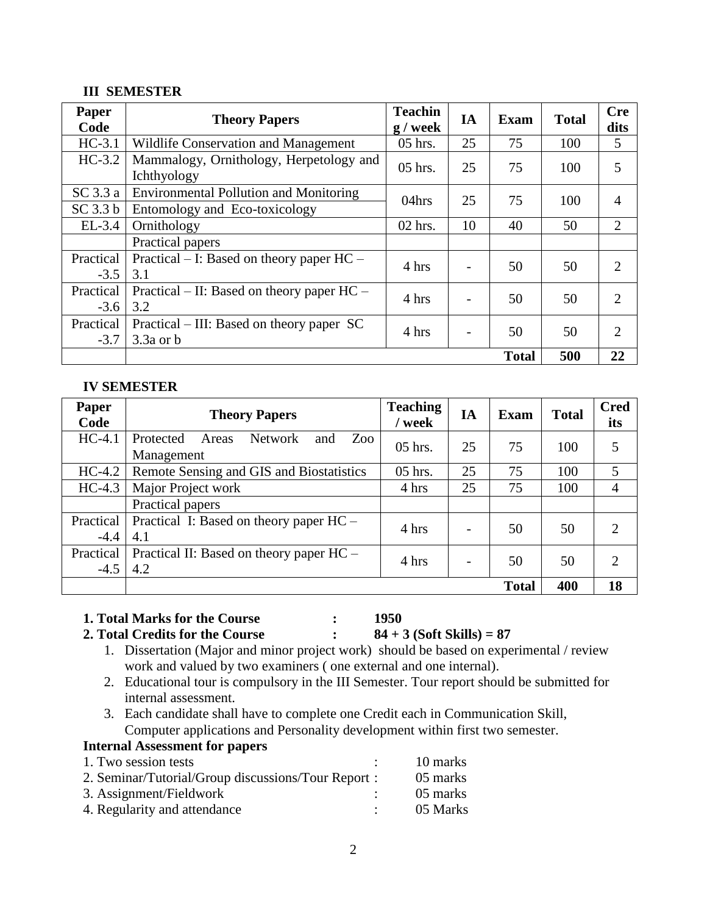### III SEMESTER

| Paper Code | Theory Papers | Teaching / week | IA | Exam | Total | Credits |
|---|---|---|---|---|---|---|
| HC-3.1 | Wildlife Conservation and Management | 05 hrs. | 25 | 75 | 100 | 5 |
| HC-3.2 | Mammalogy, Ornithology, Herpetology and Ichthyology | 05 hrs. | 25 | 75 | 100 | 5 |
| SC 3.3 a | Environmental Pollution and Monitoring | 04hrs | 25 | 75 | 100 | 4 |
| SC 3.3 b | Entomology and Eco-toxicology | | | | | |
| EL-3.4 | Ornithology | 02 hrs. | 10 | 40 | 50 | 2 |
| | Practical papers | | | | | |
| Practical -3.5 | Practical – I: Based on theory paper HC – 3.1 | 4 hrs | - | 50 | 50 | 2 |
| Practical -3.6 | Practical – II: Based on theory paper HC – 3.2 | 4 hrs | - | 50 | 50 | 2 |
| Practical -3.7 | Practical – III: Based on theory paper SC 3.3a or b | 4 hrs | - | 50 | 50 | 2 |
| | | | | **Total** | **500** | **22** |

### IV SEMESTER

| Paper Code | Theory Papers | Teaching / week | IA | Exam | Total | Credits |
|---|---|---|---|---|---|---|
| HC-4.1 | Protected Areas Network and Zoo Management | 05 hrs. | 25 | 75 | 100 | 5 |
| HC-4.2 | Remote Sensing and GIS and Biostatistics | 05 hrs. | 25 | 75 | 100 | 5 |
| HC-4.3 | Major Project work | 4 hrs | 25 | 75 | 100 | 4 |
| | Practical papers | | | | | |
| Practical -4.4 | Practical I: Based on theory paper HC – 4.1 | 4 hrs | - | 50 | 50 | 2 |
| Practical -4.5 | Practical II: Based on theory paper HC – 4.2 | 4 hrs | - | 50 | 50 | 2 |
| | | | | **Total** | **400** | **18** |

**1. Total Marks for the Course : 1950**

**2. Total Credits for the Course : 84 + 3 (Soft Skills) = 87**

1. Dissertation (Major and minor project work) should be based on experimental / review work and valued by two examiners ( one external and one internal).
2. Educational tour is compulsory in the III Semester. Tour report should be submitted for internal assessment.
3. Each candidate shall have to complete one Credit each in Communication Skill, Computer applications and Personality development within first two semester.

**Internal Assessment for papers**

1. Two session tests : 10 marks
2. Seminar/Tutorial/Group discussions/Tour Report : 05 marks
3. Assignment/Fieldwork : 05 marks
4. Regularity and attendance : 05 Marks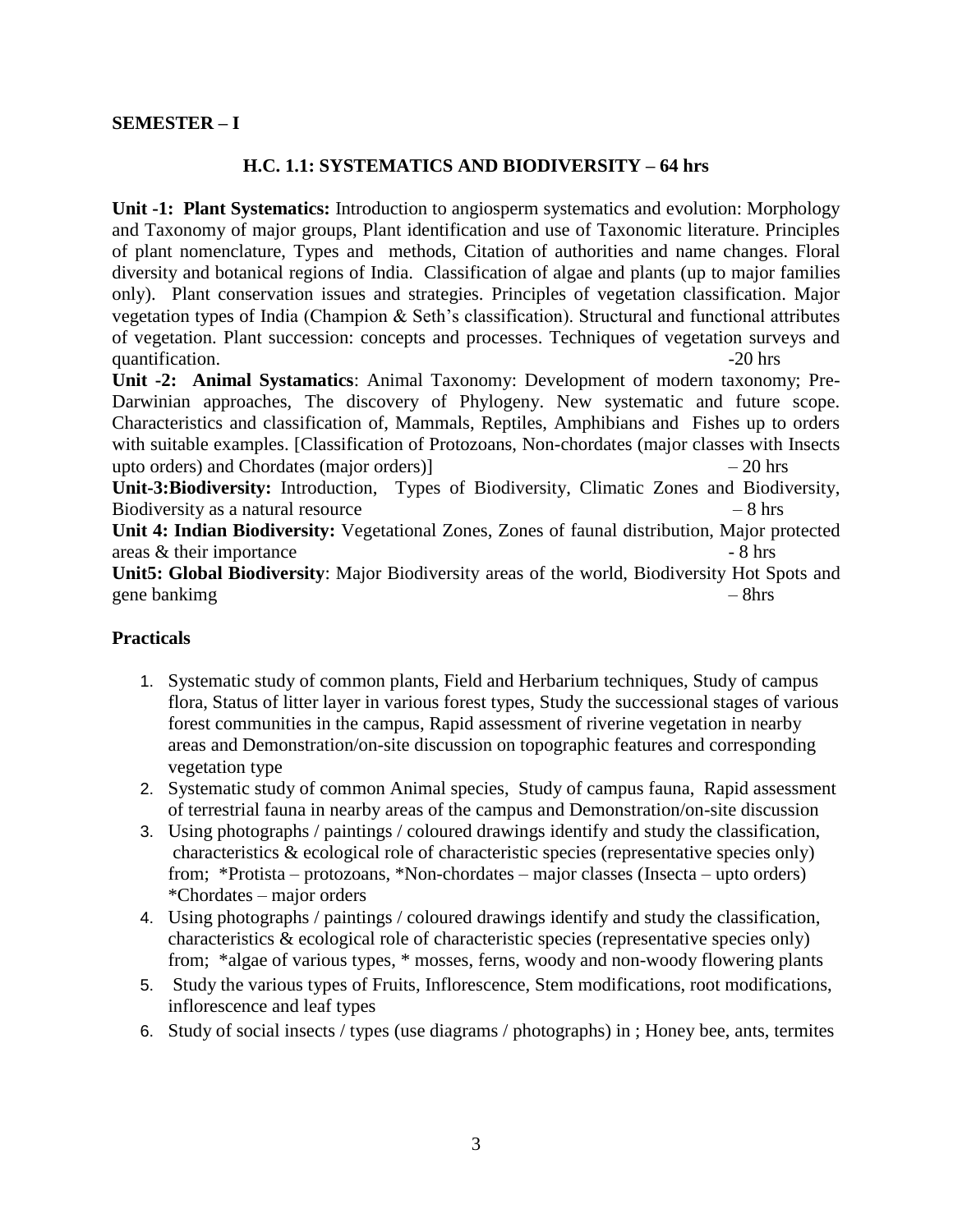**SEMESTER – I**

## H.C. 1.1: SYSTEMATICS AND BIODIVERSITY – 64 hrs

**Unit -1: Plant Systematics:** Introduction to angiosperm systematics and evolution: Morphology and Taxonomy of major groups, Plant identification and use of Taxonomic literature. Principles of plant nomenclature, Types and methods, Citation of authorities and name changes. Floral diversity and botanical regions of India. Classification of algae and plants (up to major families only). Plant conservation issues and strategies. Principles of vegetation classification. Major vegetation types of India (Champion & Seth's classification). Structural and functional attributes of vegetation. Plant succession: concepts and processes. Techniques of vegetation surveys and quantification. -20 hrs

**Unit -2: Animal Systamatics**: Animal Taxonomy: Development of modern taxonomy; Pre-Darwinian approaches, The discovery of Phylogeny. New systematic and future scope. Characteristics and classification of, Mammals, Reptiles, Amphibians and Fishes up to orders with suitable examples. [Classification of Protozoans, Non-chordates (major classes with Insects upto orders) and Chordates (major orders)] – 20 hrs

**Unit-3:Biodiversity:** Introduction, Types of Biodiversity, Climatic Zones and Biodiversity, Biodiversity as a natural resource – 8 hrs

**Unit 4: Indian Biodiversity:** Vegetational Zones, Zones of faunal distribution, Major protected areas & their importance - 8 hrs

**Unit5: Global Biodiversity**: Major Biodiversity areas of the world, Biodiversity Hot Spots and gene bankimg – 8hrs

### Practicals

1. Systematic study of common plants, Field and Herbarium techniques, Study of campus flora, Status of litter layer in various forest types, Study the successional stages of various forest communities in the campus, Rapid assessment of riverine vegetation in nearby areas and Demonstration/on-site discussion on topographic features and corresponding vegetation type
2. Systematic study of common Animal species, Study of campus fauna, Rapid assessment of terrestrial fauna in nearby areas of the campus and Demonstration/on-site discussion
3. Using photographs / paintings / coloured drawings identify and study the classification, characteristics & ecological role of characteristic species (representative species only) from; *Protista – protozoans, *Non-chordates – major classes (Insecta – upto orders) *Chordates – major orders
4. Using photographs / paintings / coloured drawings identify and study the classification, characteristics & ecological role of characteristic species (representative species only) from; *algae of various types, * mosses, ferns, woody and non-woody flowering plants
5. Study the various types of Fruits, Inflorescence, Stem modifications, root modifications, inflorescence and leaf types
6. Study of social insects / types (use diagrams / photographs) in ; Honey bee, ants, termites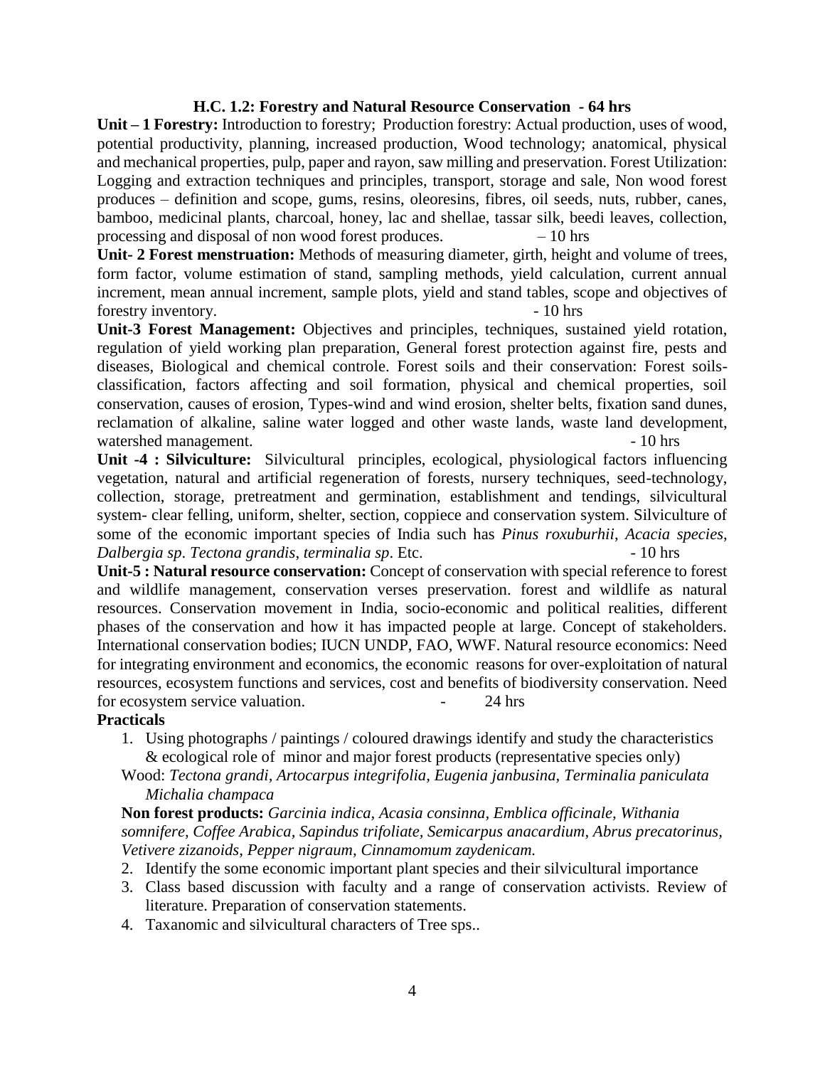### H.C. 1.2: Forestry and Natural Resource Conservation - 64 hrs

**Unit – 1 Forestry:** Introduction to forestry; Production forestry: Actual production, uses of wood, potential productivity, planning, increased production, Wood technology; anatomical, physical and mechanical properties, pulp, paper and rayon, saw milling and preservation. Forest Utilization: Logging and extraction techniques and principles, transport, storage and sale, Non wood forest produces – definition and scope, gums, resins, oleoresins, fibres, oil seeds, nuts, rubber, canes, bamboo, medicinal plants, charcoal, honey, lac and shellae, tassar silk, beedi leaves, collection, processing and disposal of non wood forest produces. – 10 hrs

**Unit- 2 Forest menstruation:** Methods of measuring diameter, girth, height and volume of trees, form factor, volume estimation of stand, sampling methods, yield calculation, current annual increment, mean annual increment, sample plots, yield and stand tables, scope and objectives of forestry inventory. - 10 hrs

**Unit-3 Forest Management:** Objectives and principles, techniques, sustained yield rotation, regulation of yield working plan preparation, General forest protection against fire, pests and diseases, Biological and chemical controle. Forest soils and their conservation: Forest soils-classification, factors affecting and soil formation, physical and chemical properties, soil conservation, causes of erosion, Types-wind and wind erosion, shelter belts, fixation sand dunes, reclamation of alkaline, saline water logged and other waste lands, waste land development, watershed management. - 10 hrs

**Unit -4 : Silviculture:** Silvicultural principles, ecological, physiological factors influencing vegetation, natural and artificial regeneration of forests, nursery techniques, seed-technology, collection, storage, pretreatment and germination, establishment and tendings, silvicultural system- clear felling, uniform, shelter, section, coppiece and conservation system. Silviculture of some of the economic important species of India such has *Pinus roxuburhii*, *Acacia species*, *Dalbergia sp*. *Tectona grandis*, *terminalia sp*. Etc. - 10 hrs

**Unit-5 : Natural resource conservation:** Concept of conservation with special reference to forest and wildlife management, conservation verses preservation. forest and wildlife as natural resources. Conservation movement in India, socio-economic and political realities, different phases of the conservation and how it has impacted people at large. Concept of stakeholders. International conservation bodies; IUCN UNDP, FAO, WWF. Natural resource economics: Need for integrating environment and economics, the economic reasons for over-exploitation of natural resources, ecosystem functions and services, cost and benefits of biodiversity conservation. Need for ecosystem service valuation. - 24 hrs

**Practicals**

1. Using photographs / paintings / coloured drawings identify and study the characteristics & ecological role of minor and major forest products (representative species only)

   Wood: *Tectona grandi, Artocarpus integrifolia, Eugenia janbusina, Terminalia paniculata Michalia champaca*

   **Non forest products:** *Garcinia indica, Acasia consinna, Emblica officinale, Withania somnifere, Coffee Arabica, Sapindus trifoliate, Semicarpus anacardium, Abrus precatorinus, Vetivere zizanoids, Pepper nigraum, Cinnamomum zaydenicam.*

2. Identify the some economic important plant species and their silvicultural importance
3. Class based discussion with faculty and a range of conservation activists. Review of literature. Preparation of conservation statements.
4. Taxanomic and silvicultural characters of Tree sps..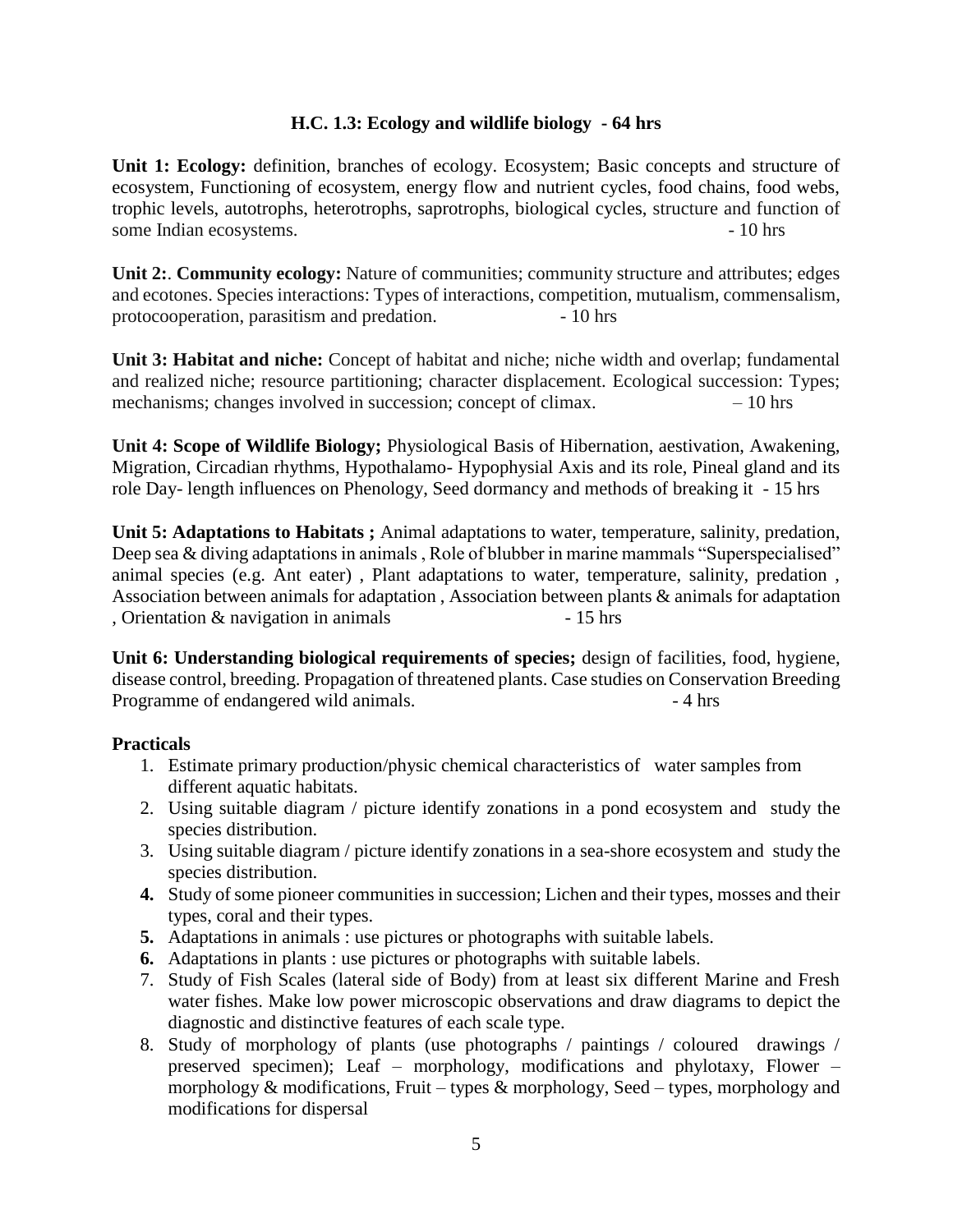## H.C. 1.3: Ecology and wildlife biology - 64 hrs

**Unit 1: Ecology:** definition, branches of ecology. Ecosystem; Basic concepts and structure of ecosystem, Functioning of ecosystem, energy flow and nutrient cycles, food chains, food webs, trophic levels, autotrophs, heterotrophs, saprotrophs, biological cycles, structure and function of some Indian ecosystems. - 10 hrs

**Unit 2:**. **Community ecology:** Nature of communities; community structure and attributes; edges and ecotones. Species interactions: Types of interactions, competition, mutualism, commensalism, protocooperation, parasitism and predation. - 10 hrs

**Unit 3: Habitat and niche:** Concept of habitat and niche; niche width and overlap; fundamental and realized niche; resource partitioning; character displacement. Ecological succession: Types; mechanisms; changes involved in succession; concept of climax. – 10 hrs

**Unit 4: Scope of Wildlife Biology;** Physiological Basis of Hibernation, aestivation, Awakening, Migration, Circadian rhythms, Hypothalamo- Hypophysial Axis and its role, Pineal gland and its role Day- length influences on Phenology, Seed dormancy and methods of breaking it - 15 hrs

**Unit 5: Adaptations to Habitats ;** Animal adaptations to water, temperature, salinity, predation, Deep sea & diving adaptations in animals , Role of blubber in marine mammals "Superspecialised" animal species (e.g. Ant eater) , Plant adaptations to water, temperature, salinity, predation , Association between animals for adaptation , Association between plants & animals for adaptation , Orientation & navigation in animals - 15 hrs

**Unit 6: Understanding biological requirements of species;** design of facilities, food, hygiene, disease control, breeding. Propagation of threatened plants. Case studies on Conservation Breeding Programme of endangered wild animals. - 4 hrs

### Practicals

1. Estimate primary production/physic chemical characteristics of water samples from different aquatic habitats.
2. Using suitable diagram / picture identify zonations in a pond ecosystem and study the species distribution.
3. Using suitable diagram / picture identify zonations in a sea-shore ecosystem and study the species distribution.
4. Study of some pioneer communities in succession; Lichen and their types, mosses and their types, coral and their types.
5. Adaptations in animals : use pictures or photographs with suitable labels.
6. Adaptations in plants : use pictures or photographs with suitable labels.
7. Study of Fish Scales (lateral side of Body) from at least six different Marine and Fresh water fishes. Make low power microscopic observations and draw diagrams to depict the diagnostic and distinctive features of each scale type.
8. Study of morphology of plants (use photographs / paintings / coloured drawings / preserved specimen); Leaf – morphology, modifications and phylotaxy, Flower – morphology & modifications, Fruit – types & morphology, Seed – types, morphology and modifications for dispersal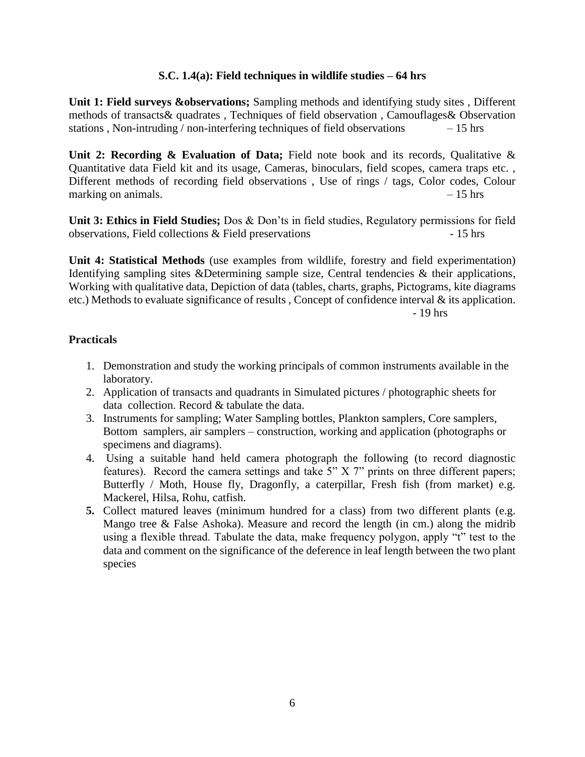### S.C. 1.4(a): Field techniques in wildlife studies – 64 hrs

**Unit 1: Field surveys &observations;** Sampling methods and identifying study sites , Different methods of transacts& quadrates , Techniques of field observation , Camouflages& Observation stations , Non-intruding / non-interfering techniques of field observations – 15 hrs

**Unit 2: Recording & Evaluation of Data;** Field note book and its records, Qualitative & Quantitative data Field kit and its usage, Cameras, binoculars, field scopes, camera traps etc. , Different methods of recording field observations , Use of rings / tags, Color codes, Colour marking on animals. – 15 hrs

**Unit 3: Ethics in Field Studies;** Dos & Don'ts in field studies, Regulatory permissions for field observations, Field collections & Field preservations - 15 hrs

**Unit 4: Statistical Methods** (use examples from wildlife, forestry and field experimentation) Identifying sampling sites &Determining sample size, Central tendencies & their applications, Working with qualitative data, Depiction of data (tables, charts, graphs, Pictograms, kite diagrams etc.) Methods to evaluate significance of results , Concept of confidence interval & its application. - 19 hrs

### Practicals

1. Demonstration and study the working principals of common instruments available in the laboratory.
2. Application of transacts and quadrants in Simulated pictures / photographic sheets for data collection. Record & tabulate the data.
3. Instruments for sampling; Water Sampling bottles, Plankton samplers, Core samplers, Bottom samplers, air samplers – construction, working and application (photographs or specimens and diagrams).
4. Using a suitable hand held camera photograph the following (to record diagnostic features). Record the camera settings and take 5" X 7" prints on three different papers; Butterfly / Moth, House fly, Dragonfly, a caterpillar, Fresh fish (from market) e.g. Mackerel, Hilsa, Rohu, catfish.
5. Collect matured leaves (minimum hundred for a class) from two different plants (e.g. Mango tree & False Ashoka). Measure and record the length (in cm.) along the midrib using a flexible thread. Tabulate the data, make frequency polygon, apply "t" test to the data and comment on the significance of the deference in leaf length between the two plant species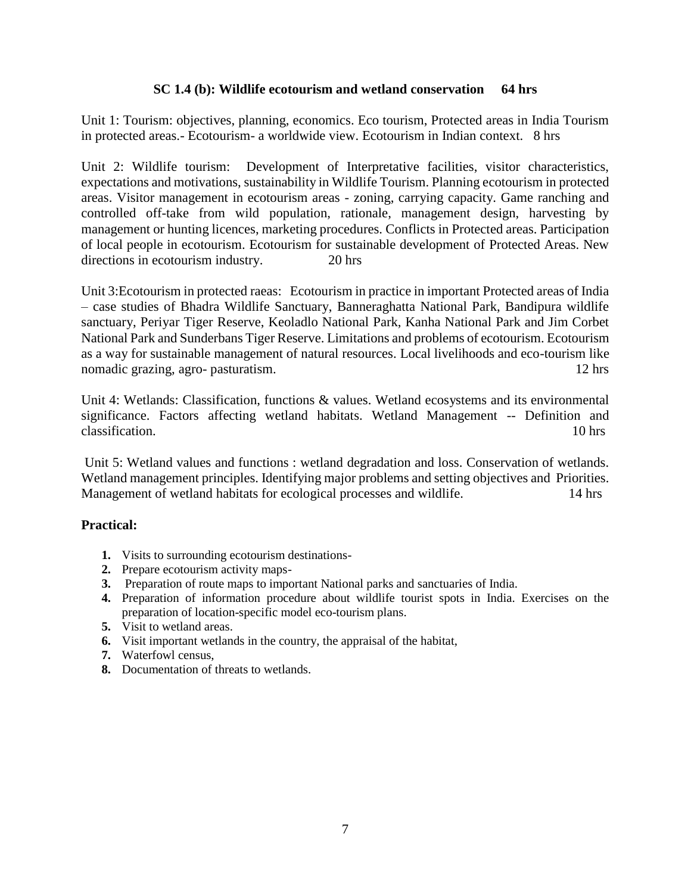### SC 1.4 (b): Wildlife ecotourism and wetland conservation 64 hrs

Unit 1: Tourism: objectives, planning, economics. Eco tourism, Protected areas in India Tourism in protected areas.- Ecotourism- a worldwide view. Ecotourism in Indian context. 8 hrs

Unit 2: Wildlife tourism: Development of Interpretative facilities, visitor characteristics, expectations and motivations, sustainability in Wildlife Tourism. Planning ecotourism in protected areas. Visitor management in ecotourism areas - zoning, carrying capacity. Game ranching and controlled off-take from wild population, rationale, management design, harvesting by management or hunting licences, marketing procedures. Conflicts in Protected areas. Participation of local people in ecotourism. Ecotourism for sustainable development of Protected Areas. New directions in ecotourism industry. 20 hrs

Unit 3:Ecotourism in protected raeas: Ecotourism in practice in important Protected areas of India – case studies of Bhadra Wildlife Sanctuary, Banneraghatta National Park, Bandipura wildlife sanctuary, Periyar Tiger Reserve, Keoladlo National Park, Kanha National Park and Jim Corbet National Park and Sunderbans Tiger Reserve. Limitations and problems of ecotourism. Ecotourism as a way for sustainable management of natural resources. Local livelihoods and eco-tourism like nomadic grazing, agro- pasturatism. 12 hrs

Unit 4: Wetlands: Classification, functions & values. Wetland ecosystems and its environmental significance. Factors affecting wetland habitats. Wetland Management -- Definition and classification. 10 hrs

Unit 5: Wetland values and functions : wetland degradation and loss. Conservation of wetlands. Wetland management principles. Identifying major problems and setting objectives and Priorities. Management of wetland habitats for ecological processes and wildlife. 14 hrs

**Practical:**

1. Visits to surrounding ecotourism destinations-
2. Prepare ecotourism activity maps-
3. Preparation of route maps to important National parks and sanctuaries of India.
4. Preparation of information procedure about wildlife tourist spots in India. Exercises on the preparation of location-specific model eco-tourism plans.
5. Visit to wetland areas.
6. Visit important wetlands in the country, the appraisal of the habitat,
7. Waterfowl census,
8. Documentation of threats to wetlands.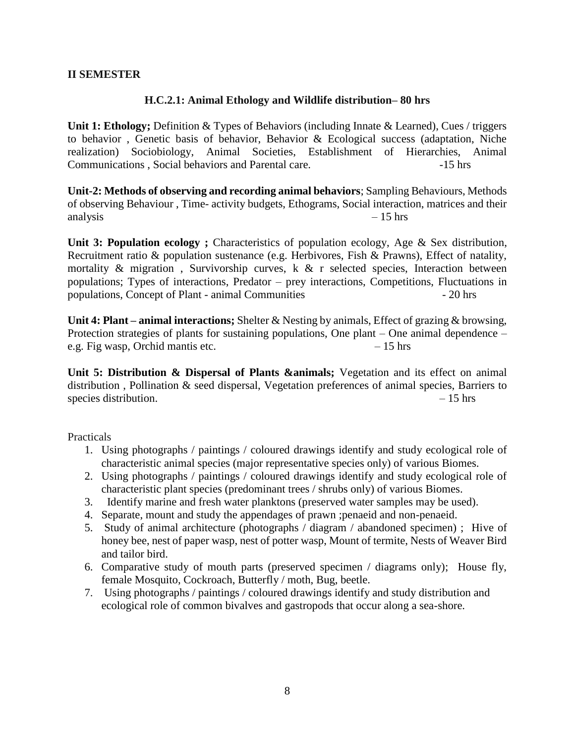**II SEMESTER**

## H.C.2.1: Animal Ethology and Wildlife distribution– 80 hrs

**Unit 1: Ethology;** Definition & Types of Behaviors (including Innate & Learned), Cues / triggers to behavior , Genetic basis of behavior, Behavior & Ecological success (adaptation, Niche realization) Sociobiology, Animal Societies, Establishment of Hierarchies, Animal Communications , Social behaviors and Parental care. -15 hrs

**Unit-2: Methods of observing and recording animal behaviors**; Sampling Behaviours, Methods of observing Behaviour , Time- activity budgets, Ethograms, Social interaction, matrices and their analysis – 15 hrs

**Unit 3: Population ecology ;** Characteristics of population ecology, Age & Sex distribution, Recruitment ratio & population sustenance (e.g. Herbivores, Fish & Prawns), Effect of natality, mortality & migration , Survivorship curves, k & r selected species, Interaction between populations; Types of interactions, Predator – prey interactions, Competitions, Fluctuations in populations, Concept of Plant - animal Communities - 20 hrs

**Unit 4: Plant – animal interactions;** Shelter & Nesting by animals, Effect of grazing & browsing, Protection strategies of plants for sustaining populations, One plant – One animal dependence – e.g. Fig wasp, Orchid mantis etc. – 15 hrs

**Unit 5: Distribution & Dispersal of Plants &animals;** Vegetation and its effect on animal distribution , Pollination & seed dispersal, Vegetation preferences of animal species, Barriers to species distribution. – 15 hrs

Practicals

1. Using photographs / paintings / coloured drawings identify and study ecological role of characteristic animal species (major representative species only) of various Biomes.
2. Using photographs / paintings / coloured drawings identify and study ecological role of characteristic plant species (predominant trees / shrubs only) of various Biomes.
3. Identify marine and fresh water planktons (preserved water samples may be used).
4. Separate, mount and study the appendages of prawn ;penaeid and non-penaeid.
5. Study of animal architecture (photographs / diagram / abandoned specimen) ; Hive of honey bee, nest of paper wasp, nest of potter wasp, Mount of termite, Nests of Weaver Bird and tailor bird.
6. Comparative study of mouth parts (preserved specimen / diagrams only); House fly, female Mosquito, Cockroach, Butterfly / moth, Bug, beetle.
7. Using photographs / paintings / coloured drawings identify and study distribution and ecological role of common bivalves and gastropods that occur along a sea-shore.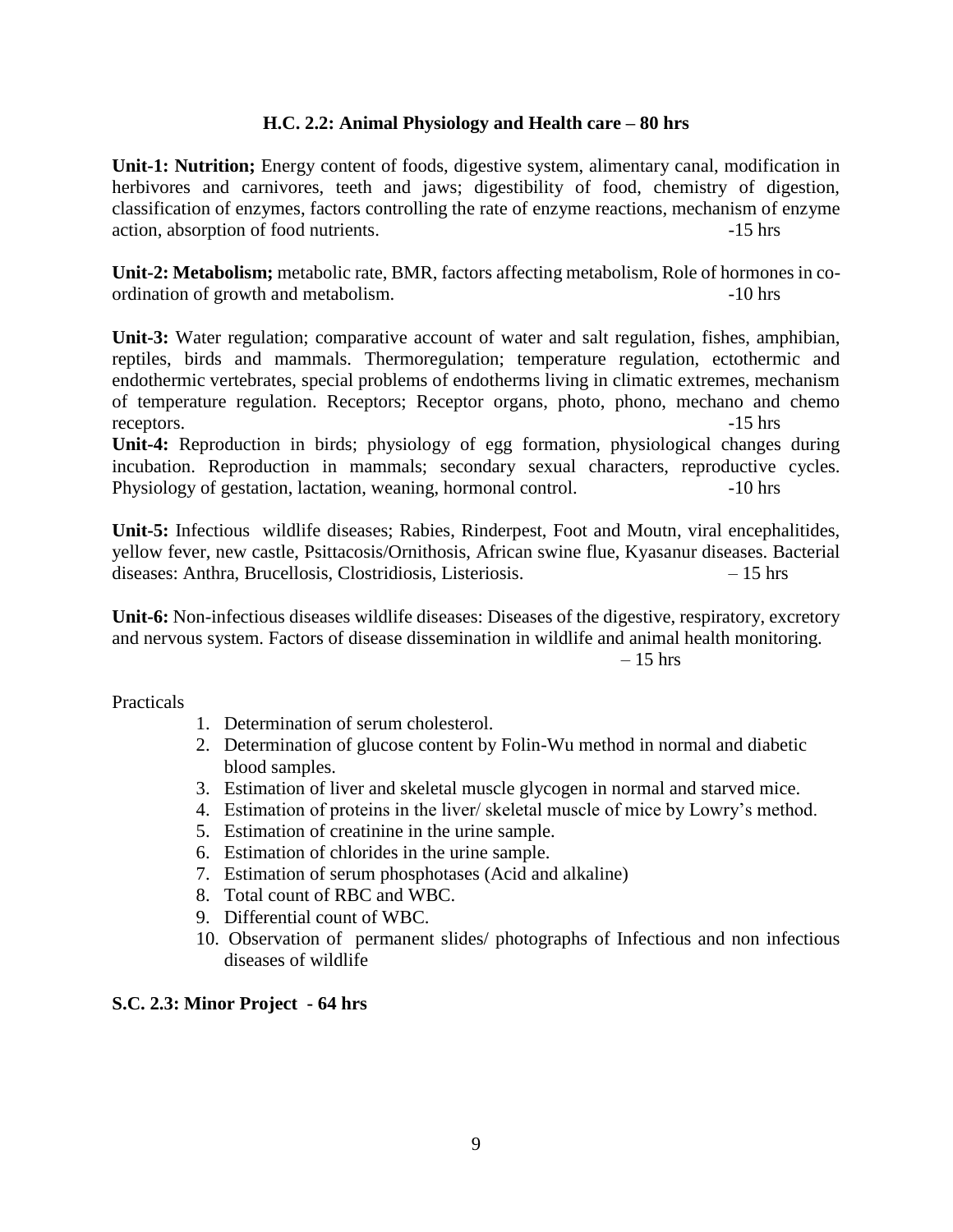### H.C. 2.2: Animal Physiology and Health care – 80 hrs

**Unit-1: Nutrition;** Energy content of foods, digestive system, alimentary canal, modification in herbivores and carnivores, teeth and jaws; digestibility of food, chemistry of digestion, classification of enzymes, factors controlling the rate of enzyme reactions, mechanism of enzyme action, absorption of food nutrients. -15 hrs

**Unit-2: Metabolism;** metabolic rate, BMR, factors affecting metabolism, Role of hormones in co-ordination of growth and metabolism. -10 hrs

**Unit-3:** Water regulation; comparative account of water and salt regulation, fishes, amphibian, reptiles, birds and mammals. Thermoregulation; temperature regulation, ectothermic and endothermic vertebrates, special problems of endotherms living in climatic extremes, mechanism of temperature regulation. Receptors; Receptor organs, photo, phono, mechano and chemo receptors. -15 hrs

**Unit-4:** Reproduction in birds; physiology of egg formation, physiological changes during incubation. Reproduction in mammals; secondary sexual characters, reproductive cycles. Physiology of gestation, lactation, weaning, hormonal control. -10 hrs

**Unit-5:** Infectious wildlife diseases; Rabies, Rinderpest, Foot and Moutn, viral encephalitides, yellow fever, new castle, Psittacosis/Ornithosis, African swine flue, Kyasanur diseases. Bacterial diseases: Anthra, Brucellosis, Clostridiosis, Listeriosis. – 15 hrs

**Unit-6:** Non-infectious diseases wildlife diseases: Diseases of the digestive, respiratory, excretory and nervous system. Factors of disease dissemination in wildlife and animal health monitoring. – 15 hrs

Practicals

1. Determination of serum cholesterol.
2. Determination of glucose content by Folin-Wu method in normal and diabetic blood samples.
3. Estimation of liver and skeletal muscle glycogen in normal and starved mice.
4. Estimation of proteins in the liver/ skeletal muscle of mice by Lowry's method.
5. Estimation of creatinine in the urine sample.
6. Estimation of chlorides in the urine sample.
7. Estimation of serum phosphotases (Acid and alkaline)
8. Total count of RBC and WBC.
9. Differential count of WBC.
10. Observation of permanent slides/ photographs of Infectious and non infectious diseases of wildlife

**S.C. 2.3: Minor Project - 64 hrs**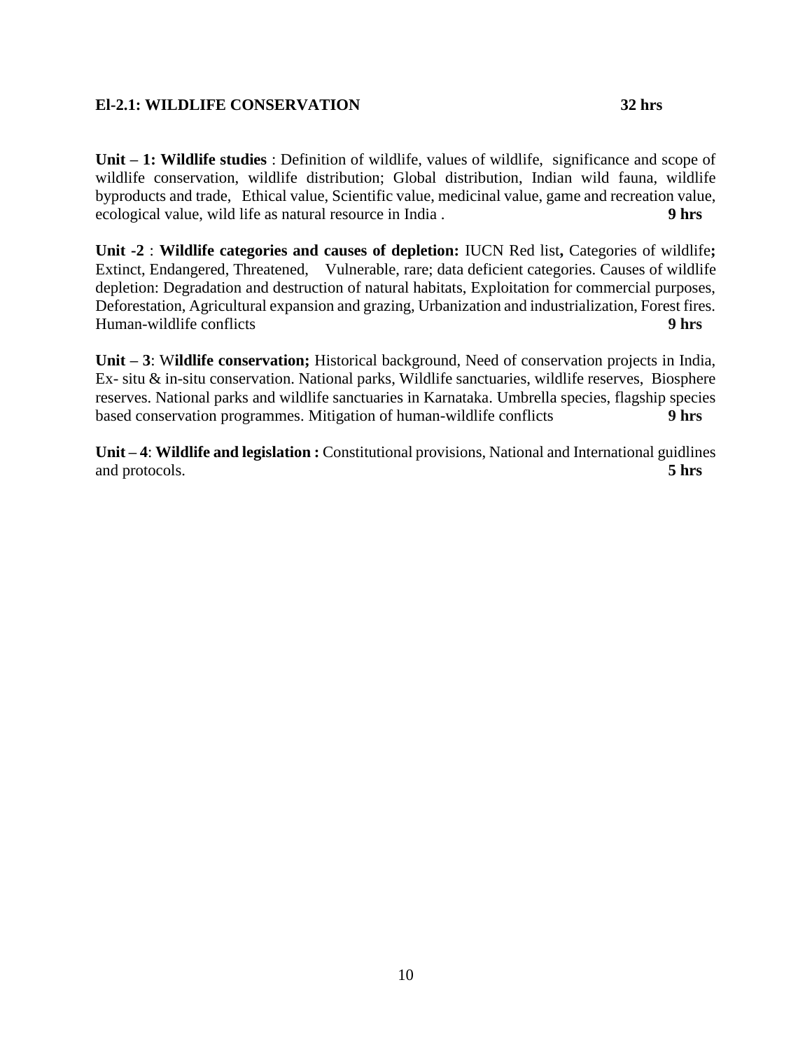**El-2.1: WILDLIFE CONSERVATION 32 hrs**

**Unit – 1: Wildlife studies** : Definition of wildlife, values of wildlife, significance and scope of wildlife conservation, wildlife distribution; Global distribution, Indian wild fauna, wildlife byproducts and trade, Ethical value, Scientific value, medicinal value, game and recreation value, ecological value, wild life as natural resource in India . **9 hrs**

**Unit -2** : **Wildlife categories and causes of depletion:** IUCN Red list**,** Categories of wildlife**;** Extinct, Endangered, Threatened, Vulnerable, rare; data deficient categories. Causes of wildlife depletion: Degradation and destruction of natural habitats, Exploitation for commercial purposes, Deforestation, Agricultural expansion and grazing, Urbanization and industrialization, Forest fires. Human-wildlife conflicts **9 hrs**

**Unit – 3**: W**ildlife conservation;** Historical background, Need of conservation projects in India, Ex- situ & in-situ conservation. National parks, Wildlife sanctuaries, wildlife reserves, Biosphere reserves. National parks and wildlife sanctuaries in Karnataka. Umbrella species, flagship species based conservation programmes. Mitigation of human-wildlife conflicts **9 hrs**

**Unit – 4**: **Wildlife and legislation :** Constitutional provisions, National and International guidlines and protocols. **5 hrs**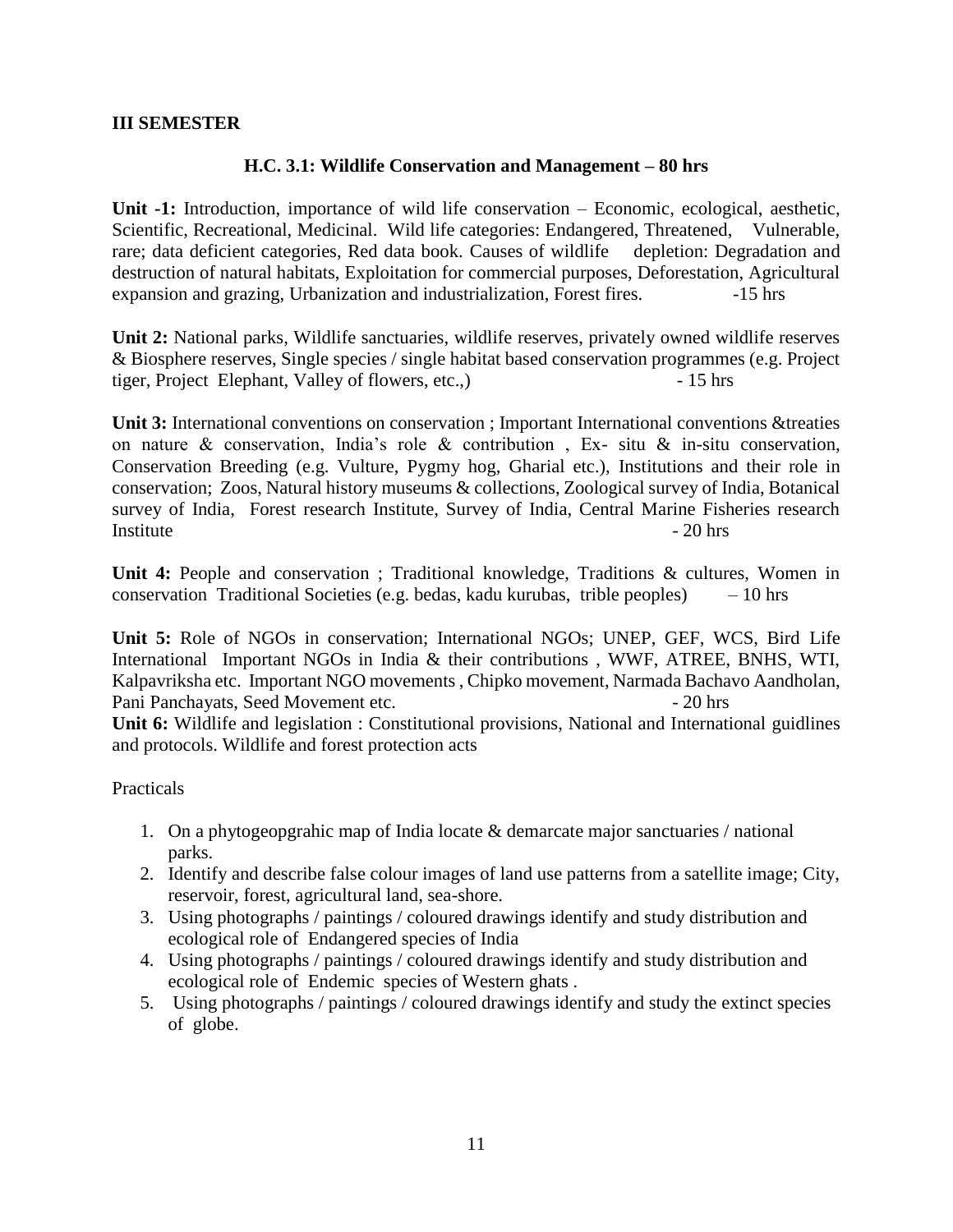**III SEMESTER**

## H.C. 3.1: Wildlife Conservation and Management – 80 hrs

**Unit -1:** Introduction, importance of wild life conservation – Economic, ecological, aesthetic, Scientific, Recreational, Medicinal. Wild life categories: Endangered, Threatened, Vulnerable, rare; data deficient categories, Red data book. Causes of wildlife depletion: Degradation and destruction of natural habitats, Exploitation for commercial purposes, Deforestation, Agricultural expansion and grazing, Urbanization and industrialization, Forest fires. -15 hrs

**Unit 2:** National parks, Wildlife sanctuaries, wildlife reserves, privately owned wildlife reserves & Biosphere reserves, Single species / single habitat based conservation programmes (e.g. Project tiger, Project Elephant, Valley of flowers, etc.,) - 15 hrs

**Unit 3:** International conventions on conservation ; Important International conventions &treaties on nature & conservation, India's role & contribution , Ex- situ & in-situ conservation, Conservation Breeding (e.g. Vulture, Pygmy hog, Gharial etc.), Institutions and their role in conservation; Zoos, Natural history museums & collections, Zoological survey of India, Botanical survey of India, Forest research Institute, Survey of India, Central Marine Fisheries research Institute - 20 hrs

**Unit 4:** People and conservation ; Traditional knowledge, Traditions & cultures, Women in conservation Traditional Societies (e.g. bedas, kadu kurubas, trible peoples) – 10 hrs

**Unit 5:** Role of NGOs in conservation; International NGOs; UNEP, GEF, WCS, Bird Life International Important NGOs in India & their contributions , WWF, ATREE, BNHS, WTI, Kalpavriksha etc. Important NGO movements , Chipko movement, Narmada Bachavo Aandholan, Pani Panchayats, Seed Movement etc. - 20 hrs

**Unit 6:** Wildlife and legislation : Constitutional provisions, National and International guidlines and protocols. Wildlife and forest protection acts

Practicals

1. On a phytogeopgrahic map of India locate & demarcate major sanctuaries / national parks.
2. Identify and describe false colour images of land use patterns from a satellite image; City, reservoir, forest, agricultural land, sea-shore.
3. Using photographs / paintings / coloured drawings identify and study distribution and ecological role of Endangered species of India
4. Using photographs / paintings / coloured drawings identify and study distribution and ecological role of Endemic species of Western ghats .
5. Using photographs / paintings / coloured drawings identify and study the extinct species of globe.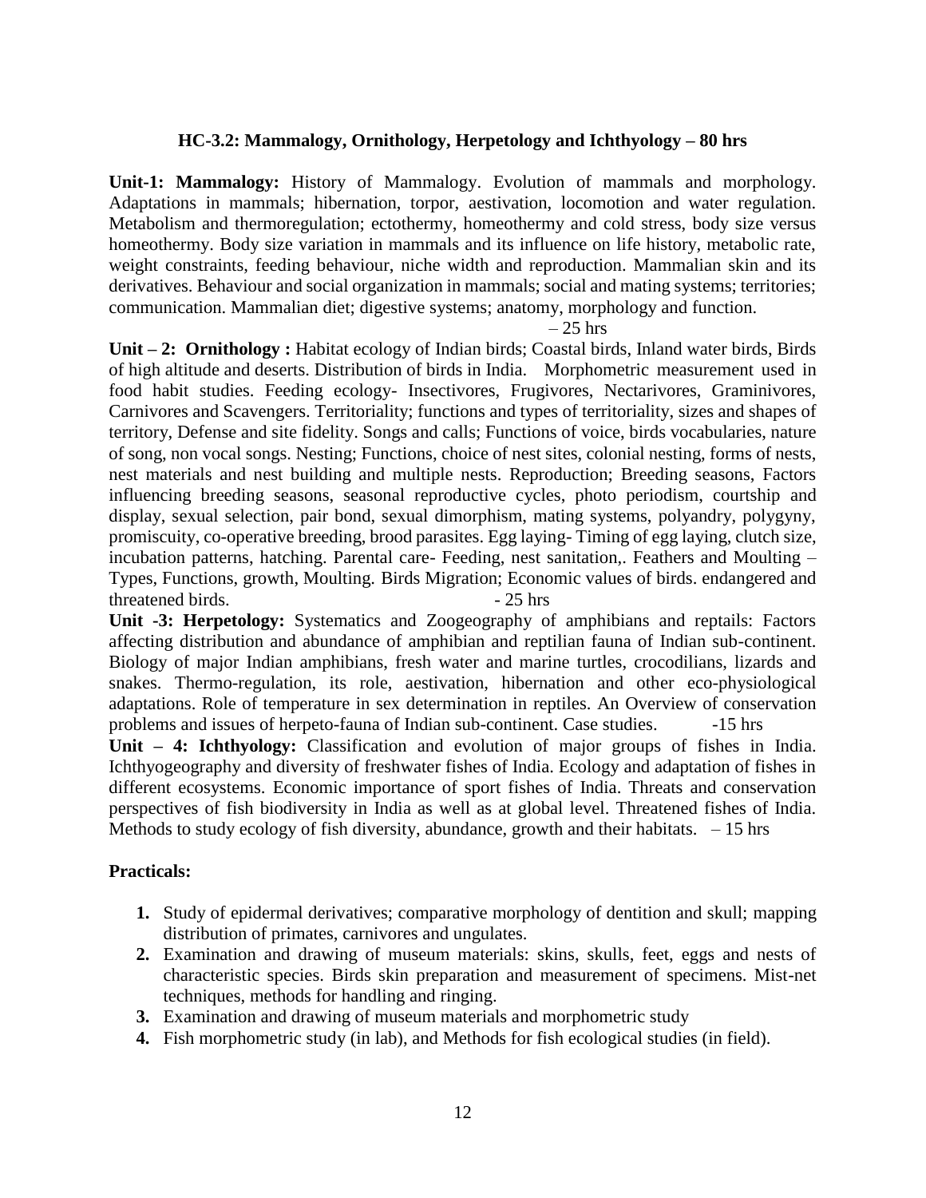### HC-3.2: Mammalogy, Ornithology, Herpetology and Ichthyology – 80 hrs

**Unit-1: Mammalogy:** History of Mammalogy. Evolution of mammals and morphology. Adaptations in mammals; hibernation, torpor, aestivation, locomotion and water regulation. Metabolism and thermoregulation; ectothermy, homeothermy and cold stress, body size versus homeothermy. Body size variation in mammals and its influence on life history, metabolic rate, weight constraints, feeding behaviour, niche width and reproduction. Mammalian skin and its derivatives. Behaviour and social organization in mammals; social and mating systems; territories; communication. Mammalian diet; digestive systems; anatomy, morphology and function. – 25 hrs

**Unit – 2: Ornithology :** Habitat ecology of Indian birds; Coastal birds, Inland water birds, Birds of high altitude and deserts. Distribution of birds in India. Morphometric measurement used in food habit studies. Feeding ecology- Insectivores, Frugivores, Nectarivores, Graminivores, Carnivores and Scavengers. Territoriality; functions and types of territoriality, sizes and shapes of territory, Defense and site fidelity. Songs and calls; Functions of voice, birds vocabularies, nature of song, non vocal songs. Nesting; Functions, choice of nest sites, colonial nesting, forms of nests, nest materials and nest building and multiple nests. Reproduction; Breeding seasons, Factors influencing breeding seasons, seasonal reproductive cycles, photo periodism, courtship and display, sexual selection, pair bond, sexual dimorphism, mating systems, polyandry, polygyny, promiscuity, co-operative breeding, brood parasites. Egg laying- Timing of egg laying, clutch size, incubation patterns, hatching. Parental care- Feeding, nest sanitation,. Feathers and Moulting – Types, Functions, growth, Moulting. Birds Migration; Economic values of birds. endangered and threatened birds. - 25 hrs

**Unit -3: Herpetology:** Systematics and Zoogeography of amphibians and reptails: Factors affecting distribution and abundance of amphibian and reptilian fauna of Indian sub-continent. Biology of major Indian amphibians, fresh water and marine turtles, crocodilians, lizards and snakes. Thermo-regulation, its role, aestivation, hibernation and other eco-physiological adaptations. Role of temperature in sex determination in reptiles. An Overview of conservation problems and issues of herpeto-fauna of Indian sub-continent. Case studies. -15 hrs

**Unit – 4: Ichthyology:** Classification and evolution of major groups of fishes in India. Ichthyogeography and diversity of freshwater fishes of India. Ecology and adaptation of fishes in different ecosystems. Economic importance of sport fishes of India. Threats and conservation perspectives of fish biodiversity in India as well as at global level. Threatened fishes of India. Methods to study ecology of fish diversity, abundance, growth and their habitats. – 15 hrs

**Practicals:**

1. Study of epidermal derivatives; comparative morphology of dentition and skull; mapping distribution of primates, carnivores and ungulates.
2. Examination and drawing of museum materials: skins, skulls, feet, eggs and nests of characteristic species. Birds skin preparation and measurement of specimens. Mist-net techniques, methods for handling and ringing.
3. Examination and drawing of museum materials and morphometric study
4. Fish morphometric study (in lab), and Methods for fish ecological studies (in field).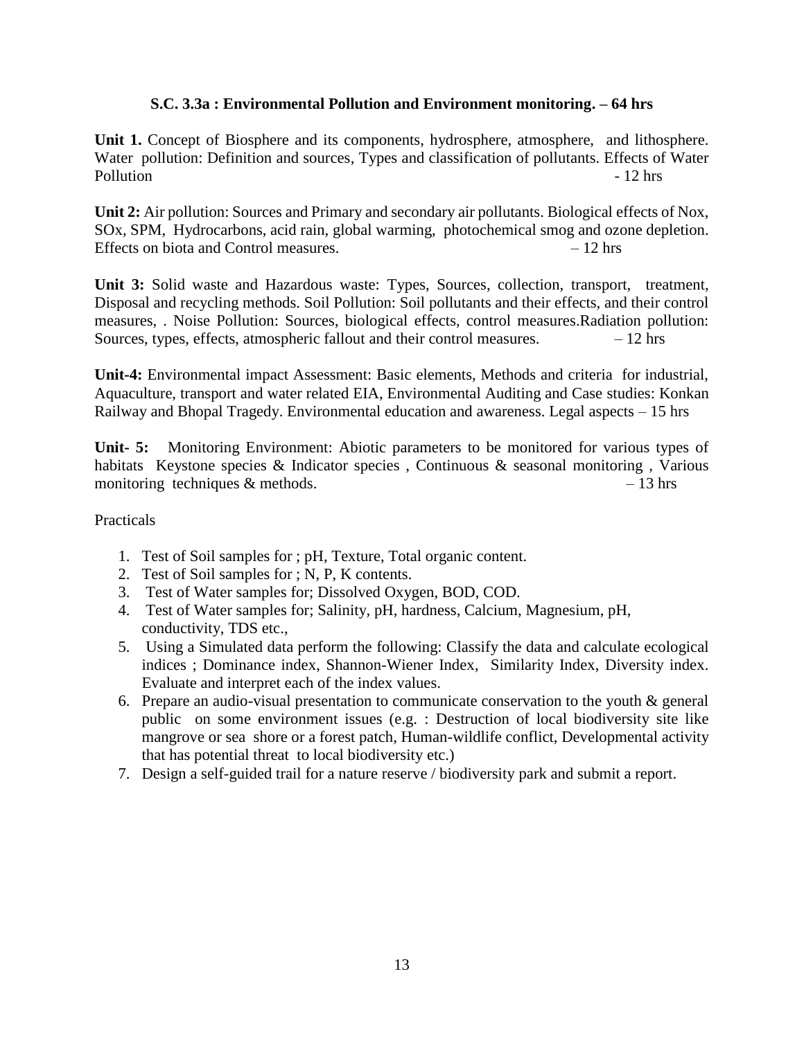### S.C. 3.3a : Environmental Pollution and Environment monitoring. – 64 hrs

**Unit 1.** Concept of Biosphere and its components, hydrosphere, atmosphere, and lithosphere. Water pollution: Definition and sources, Types and classification of pollutants. Effects of Water Pollution - 12 hrs

**Unit 2:** Air pollution: Sources and Primary and secondary air pollutants. Biological effects of Nox, SOx, SPM, Hydrocarbons, acid rain, global warming, photochemical smog and ozone depletion. Effects on biota and Control measures. – 12 hrs

**Unit 3:** Solid waste and Hazardous waste: Types, Sources, collection, transport, treatment, Disposal and recycling methods. Soil Pollution: Soil pollutants and their effects, and their control measures, . Noise Pollution: Sources, biological effects, control measures.Radiation pollution: Sources, types, effects, atmospheric fallout and their control measures. – 12 hrs

**Unit-4:** Environmental impact Assessment: Basic elements, Methods and criteria for industrial, Aquaculture, transport and water related EIA, Environmental Auditing and Case studies: Konkan Railway and Bhopal Tragedy. Environmental education and awareness. Legal aspects – 15 hrs

**Unit- 5:** Monitoring Environment: Abiotic parameters to be monitored for various types of habitats Keystone species & Indicator species , Continuous & seasonal monitoring , Various monitoring techniques & methods. – 13 hrs

Practicals

1. Test of Soil samples for ; pH, Texture, Total organic content.
2. Test of Soil samples for ; N, P, K contents.
3. Test of Water samples for; Dissolved Oxygen, BOD, COD.
4. Test of Water samples for; Salinity, pH, hardness, Calcium, Magnesium, pH, conductivity, TDS etc.,
5. Using a Simulated data perform the following: Classify the data and calculate ecological indices ; Dominance index, Shannon-Wiener Index, Similarity Index, Diversity index. Evaluate and interpret each of the index values.
6. Prepare an audio-visual presentation to communicate conservation to the youth & general public on some environment issues (e.g. : Destruction of local biodiversity site like mangrove or sea shore or a forest patch, Human-wildlife conflict, Developmental activity that has potential threat to local biodiversity etc.)
7. Design a self-guided trail for a nature reserve / biodiversity park and submit a report.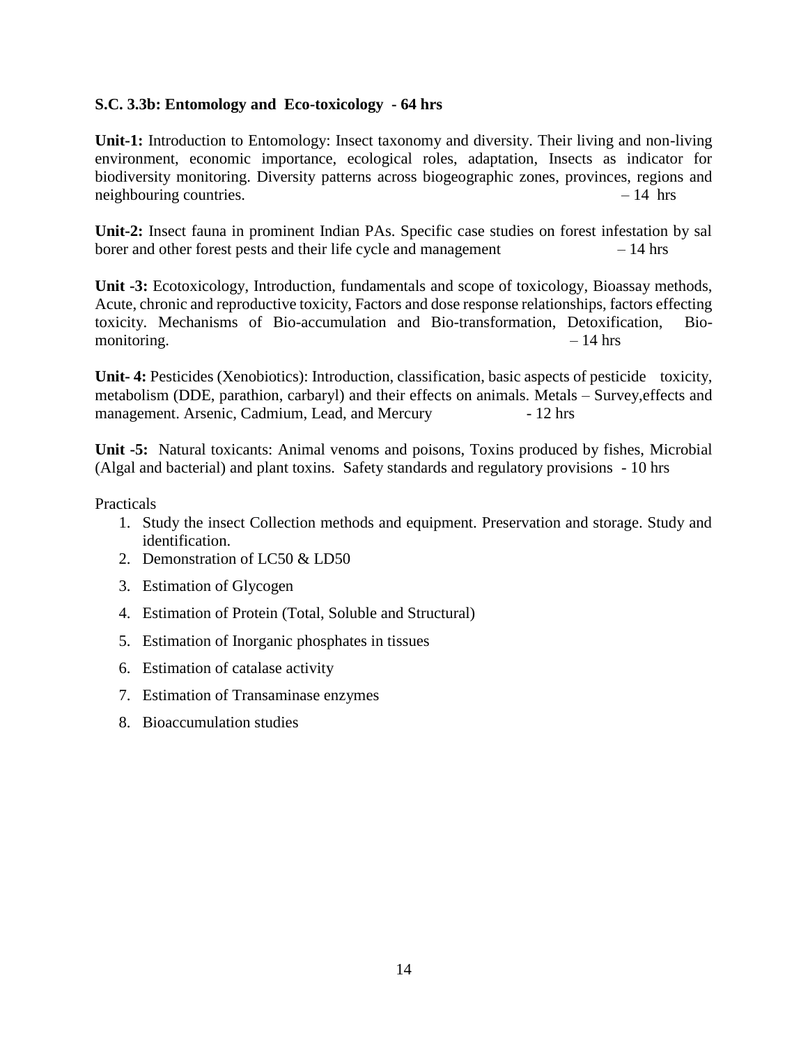**S.C. 3.3b: Entomology and Eco-toxicology - 64 hrs**

**Unit-1:** Introduction to Entomology: Insect taxonomy and diversity. Their living and non-living environment, economic importance, ecological roles, adaptation, Insects as indicator for biodiversity monitoring. Diversity patterns across biogeographic zones, provinces, regions and neighbouring countries. – 14 hrs

**Unit-2:** Insect fauna in prominent Indian PAs. Specific case studies on forest infestation by sal borer and other forest pests and their life cycle and management – 14 hrs

**Unit -3:** Ecotoxicology, Introduction, fundamentals and scope of toxicology, Bioassay methods, Acute, chronic and reproductive toxicity, Factors and dose response relationships, factors effecting toxicity. Mechanisms of Bio-accumulation and Bio-transformation, Detoxification, Bio-monitoring. – 14 hrs

**Unit- 4:** Pesticides (Xenobiotics): Introduction, classification, basic aspects of pesticide toxicity, metabolism (DDE, parathion, carbaryl) and their effects on animals. Metals – Survey,effects and management. Arsenic, Cadmium, Lead, and Mercury - 12 hrs

**Unit -5:** Natural toxicants: Animal venoms and poisons, Toxins produced by fishes, Microbial (Algal and bacterial) and plant toxins. Safety standards and regulatory provisions - 10 hrs

Practicals

1. Study the insect Collection methods and equipment. Preservation and storage. Study and identification.
2. Demonstration of LC50 & LD50
3. Estimation of Glycogen
4. Estimation of Protein (Total, Soluble and Structural)
5. Estimation of Inorganic phosphates in tissues
6. Estimation of catalase activity
7. Estimation of Transaminase enzymes
8. Bioaccumulation studies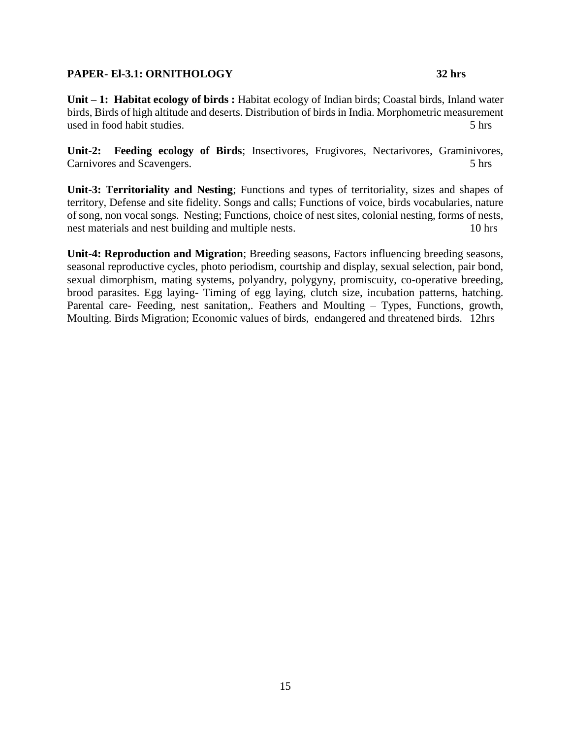**PAPER- El-3.1: ORNITHOLOGY 32 hrs**

**Unit – 1: Habitat ecology of birds :** Habitat ecology of Indian birds; Coastal birds, Inland water birds, Birds of high altitude and deserts. Distribution of birds in India. Morphometric measurement used in food habit studies. 5 hrs

**Unit-2: Feeding ecology of Birds**; Insectivores, Frugivores, Nectarivores, Graminivores, Carnivores and Scavengers. 5 hrs

**Unit-3: Territoriality and Nesting**; Functions and types of territoriality, sizes and shapes of territory, Defense and site fidelity. Songs and calls; Functions of voice, birds vocabularies, nature of song, non vocal songs. Nesting; Functions, choice of nest sites, colonial nesting, forms of nests, nest materials and nest building and multiple nests. 10 hrs

**Unit-4: Reproduction and Migration**; Breeding seasons, Factors influencing breeding seasons, seasonal reproductive cycles, photo periodism, courtship and display, sexual selection, pair bond, sexual dimorphism, mating systems, polyandry, polygyny, promiscuity, co-operative breeding, brood parasites. Egg laying- Timing of egg laying, clutch size, incubation patterns, hatching. Parental care- Feeding, nest sanitation,. Feathers and Moulting – Types, Functions, growth, Moulting. Birds Migration; Economic values of birds, endangered and threatened birds. 12hrs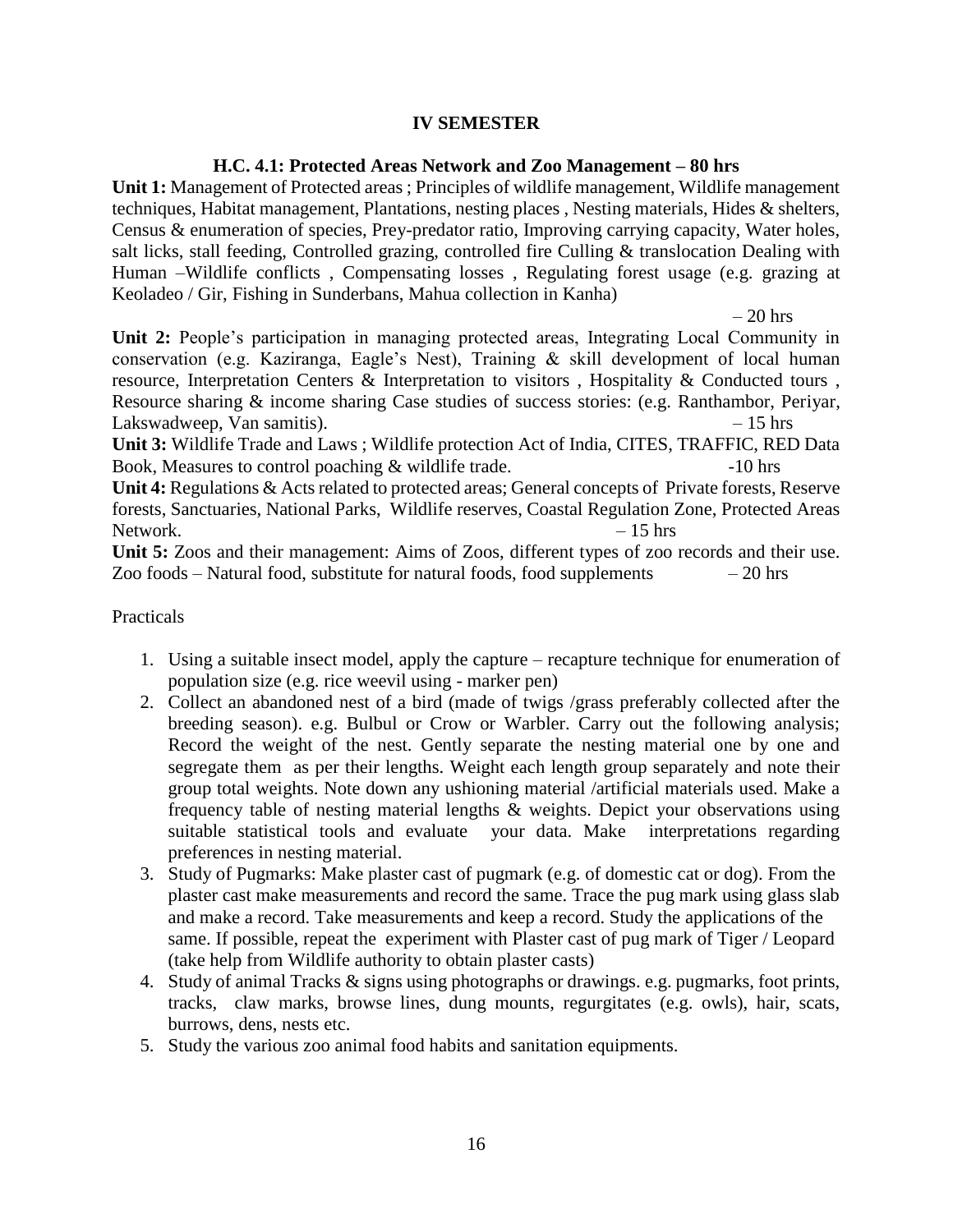## IV SEMESTER

### H.C. 4.1: Protected Areas Network and Zoo Management – 80 hrs

**Unit 1:** Management of Protected areas ; Principles of wildlife management, Wildlife management techniques, Habitat management, Plantations, nesting places , Nesting materials, Hides & shelters, Census & enumeration of species, Prey-predator ratio, Improving carrying capacity, Water holes, salt licks, stall feeding, Controlled grazing, controlled fire Culling & translocation Dealing with Human –Wildlife conflicts , Compensating losses , Regulating forest usage (e.g. grazing at Keoladeo / Gir, Fishing in Sunderbans, Mahua collection in Kanha) – 20 hrs

**Unit 2:** People's participation in managing protected areas, Integrating Local Community in conservation (e.g. Kaziranga, Eagle's Nest), Training & skill development of local human resource, Interpretation Centers & Interpretation to visitors , Hospitality & Conducted tours , Resource sharing & income sharing Case studies of success stories: (e.g. Ranthambor, Periyar, Lakswadweep, Van samitis). – 15 hrs

**Unit 3:** Wildlife Trade and Laws ; Wildlife protection Act of India, CITES, TRAFFIC, RED Data Book, Measures to control poaching & wildlife trade. -10 hrs

**Unit 4:** Regulations & Acts related to protected areas; General concepts of Private forests, Reserve forests, Sanctuaries, National Parks, Wildlife reserves, Coastal Regulation Zone, Protected Areas Network. – 15 hrs

**Unit 5:** Zoos and their management: Aims of Zoos, different types of zoo records and their use. Zoo foods – Natural food, substitute for natural foods, food supplements – 20 hrs

Practicals

1. Using a suitable insect model, apply the capture – recapture technique for enumeration of population size (e.g. rice weevil using - marker pen)
2. Collect an abandoned nest of a bird (made of twigs /grass preferably collected after the breeding season). e.g. Bulbul or Crow or Warbler. Carry out the following analysis; Record the weight of the nest. Gently separate the nesting material one by one and segregate them as per their lengths. Weight each length group separately and note their group total weights. Note down any ushioning material /artificial materials used. Make a frequency table of nesting material lengths & weights. Depict your observations using suitable statistical tools and evaluate your data. Make interpretations regarding preferences in nesting material.
3. Study of Pugmarks: Make plaster cast of pugmark (e.g. of domestic cat or dog). From the plaster cast make measurements and record the same. Trace the pug mark using glass slab and make a record. Take measurements and keep a record. Study the applications of the same. If possible, repeat the experiment with Plaster cast of pug mark of Tiger / Leopard (take help from Wildlife authority to obtain plaster casts)
4. Study of animal Tracks & signs using photographs or drawings. e.g. pugmarks, foot prints, tracks, claw marks, browse lines, dung mounts, regurgitates (e.g. owls), hair, scats, burrows, dens, nests etc.
5. Study the various zoo animal food habits and sanitation equipments.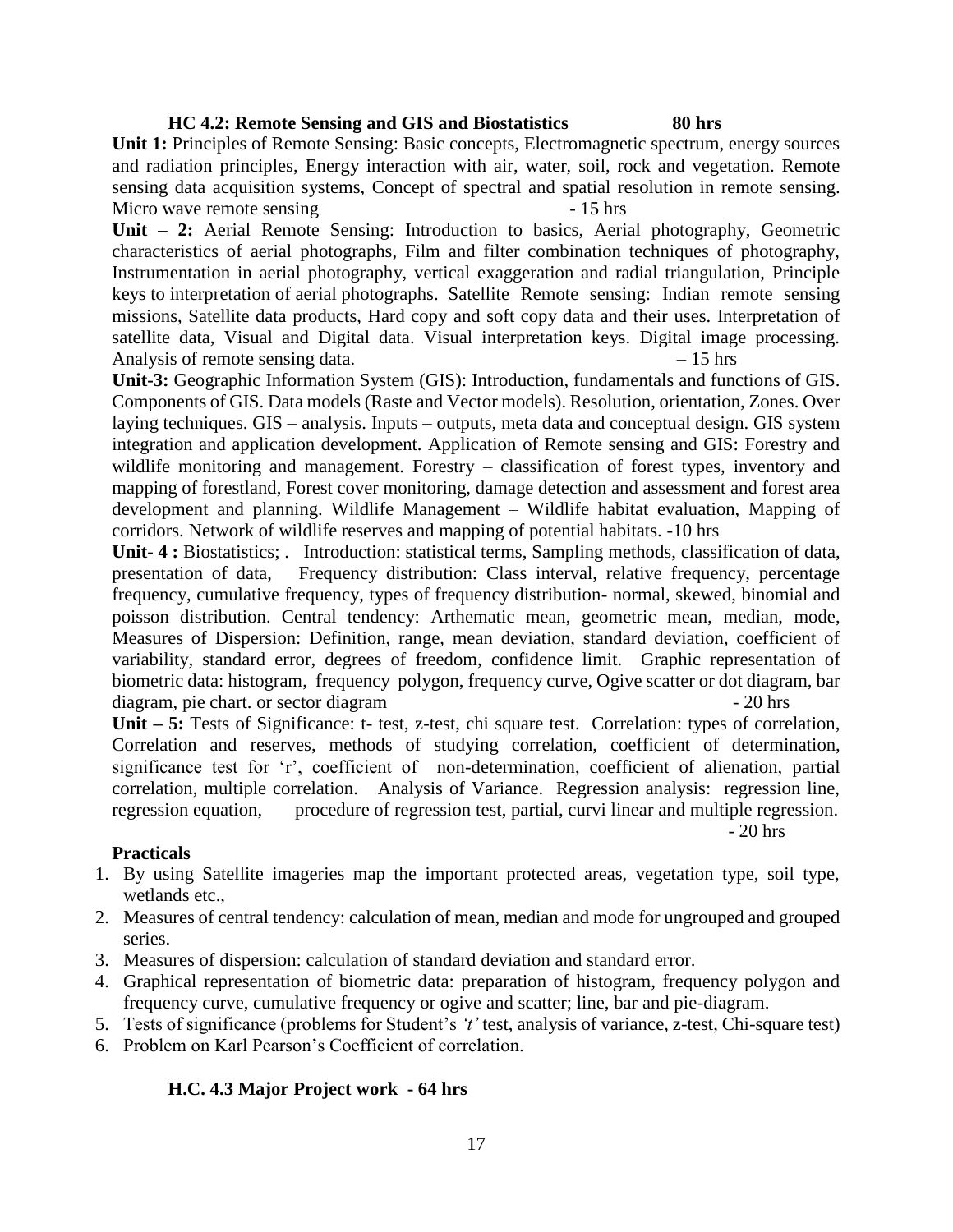### HC 4.2: Remote Sensing and GIS and Biostatistics 80 hrs

**Unit 1:** Principles of Remote Sensing: Basic concepts, Electromagnetic spectrum, energy sources and radiation principles, Energy interaction with air, water, soil, rock and vegetation. Remote sensing data acquisition systems, Concept of spectral and spatial resolution in remote sensing. Micro wave remote sensing - 15 hrs

**Unit – 2:** Aerial Remote Sensing: Introduction to basics, Aerial photography, Geometric characteristics of aerial photographs, Film and filter combination techniques of photography, Instrumentation in aerial photography, vertical exaggeration and radial triangulation, Principle keys to interpretation of aerial photographs. Satellite Remote sensing: Indian remote sensing missions, Satellite data products, Hard copy and soft copy data and their uses. Interpretation of satellite data, Visual and Digital data. Visual interpretation keys. Digital image processing. Analysis of remote sensing data. – 15 hrs

**Unit-3:** Geographic Information System (GIS): Introduction, fundamentals and functions of GIS. Components of GIS. Data models (Raste and Vector models). Resolution, orientation, Zones. Over laying techniques. GIS – analysis. Inputs – outputs, meta data and conceptual design. GIS system integration and application development. Application of Remote sensing and GIS: Forestry and wildlife monitoring and management. Forestry – classification of forest types, inventory and mapping of forestland, Forest cover monitoring, damage detection and assessment and forest area development and planning. Wildlife Management – Wildlife habitat evaluation, Mapping of corridors. Network of wildlife reserves and mapping of potential habitats. -10 hrs

**Unit- 4 :** Biostatistics; . Introduction: statistical terms, Sampling methods, classification of data, presentation of data, Frequency distribution: Class interval, relative frequency, percentage frequency, cumulative frequency, types of frequency distribution- normal, skewed, binomial and poisson distribution. Central tendency: Arthematic mean, geometric mean, median, mode, Measures of Dispersion: Definition, range, mean deviation, standard deviation, coefficient of variability, standard error, degrees of freedom, confidence limit. Graphic representation of biometric data: histogram, frequency polygon, frequency curve, Ogive scatter or dot diagram, bar diagram, pie chart. or sector diagram - 20 hrs

**Unit – 5:** Tests of Significance: t- test, z-test, chi square test. Correlation: types of correlation, Correlation and reserves, methods of studying correlation, coefficient of determination, significance test for 'r', coefficient of non-determination, coefficient of alienation, partial correlation, multiple correlation. Analysis of Variance. Regression analysis: regression line, regression equation, procedure of regression test, partial, curvi linear and multiple regression. - 20 hrs

**Practicals**

1. By using Satellite imageries map the important protected areas, vegetation type, soil type, wetlands etc.,
2. Measures of central tendency: calculation of mean, median and mode for ungrouped and grouped series.
3. Measures of dispersion: calculation of standard deviation and standard error.
4. Graphical representation of biometric data: preparation of histogram, frequency polygon and frequency curve, cumulative frequency or ogive and scatter; line, bar and pie-diagram.
5. Tests of significance (problems for Student's *'t'* test, analysis of variance, z-test, Chi-square test)
6. Problem on Karl Pearson's Coefficient of correlation.

### H.C. 4.3 Major Project work - 64 hrs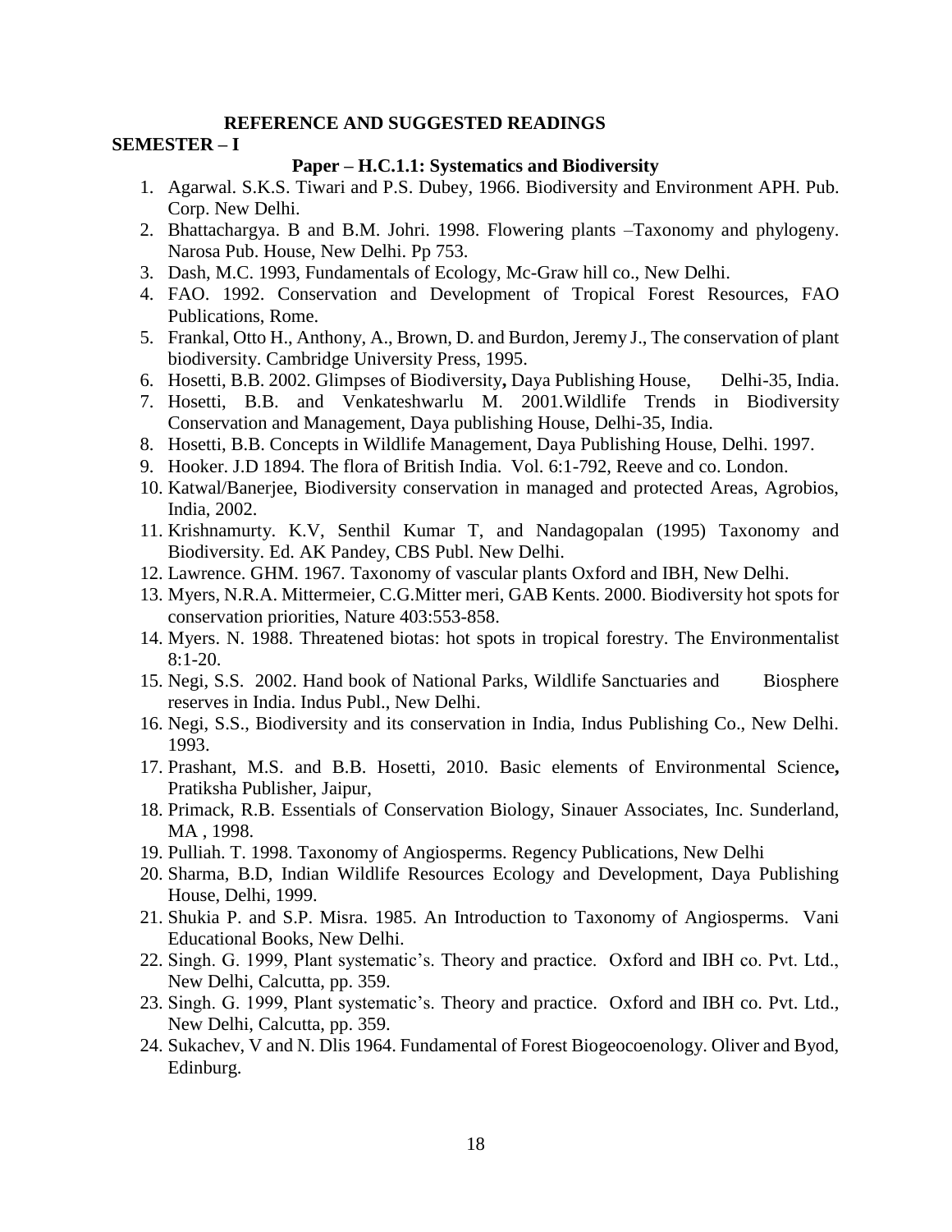## REFERENCE AND SUGGESTED READINGS

**SEMESTER – I**

### Paper – H.C.1.1: Systematics and Biodiversity

1. Agarwal. S.K.S. Tiwari and P.S. Dubey, 1966. Biodiversity and Environment APH. Pub. Corp. New Delhi.
2. Bhattachargya. B and B.M. Johri. 1998. Flowering plants –Taxonomy and phylogeny. Narosa Pub. House, New Delhi. Pp 753.
3. Dash, M.C. 1993, Fundamentals of Ecology, Mc-Graw hill co., New Delhi.
4. FAO. 1992. Conservation and Development of Tropical Forest Resources, FAO Publications, Rome.
5. Frankal, Otto H., Anthony, A., Brown, D. and Burdon, Jeremy J., The conservation of plant biodiversity. Cambridge University Press, 1995.
6. Hosetti, B.B. 2002. Glimpses of Biodiversity**,** Daya Publishing House, Delhi-35, India.
7. Hosetti, B.B. and Venkateshwarlu M. 2001.Wildlife Trends in Biodiversity Conservation and Management, Daya publishing House, Delhi-35, India.
8. Hosetti, B.B. Concepts in Wildlife Management, Daya Publishing House, Delhi. 1997.
9. Hooker. J.D 1894. The flora of British India. Vol. 6:1-792, Reeve and co. London.
10. Katwal/Banerjee, Biodiversity conservation in managed and protected Areas, Agrobios, India, 2002.
11. Krishnamurty. K.V, Senthil Kumar T, and Nandagopalan (1995) Taxonomy and Biodiversity. Ed. AK Pandey, CBS Publ. New Delhi.
12. Lawrence. GHM. 1967. Taxonomy of vascular plants Oxford and IBH, New Delhi.
13. Myers, N.R.A. Mittermeier, C.G.Mitter meri, GAB Kents. 2000. Biodiversity hot spots for conservation priorities, Nature 403:553-858.
14. Myers. N. 1988. Threatened biotas: hot spots in tropical forestry. The Environmentalist 8:1-20.
15. Negi, S.S. 2002. Hand book of National Parks, Wildlife Sanctuaries and Biosphere reserves in India. Indus Publ., New Delhi.
16. Negi, S.S., Biodiversity and its conservation in India, Indus Publishing Co., New Delhi. 1993.
17. Prashant, M.S. and B.B. Hosetti, 2010. Basic elements of Environmental Science**,** Pratiksha Publisher, Jaipur,
18. Primack, R.B. Essentials of Conservation Biology, Sinauer Associates, Inc. Sunderland, MA , 1998.
19. Pulliah. T. 1998. Taxonomy of Angiosperms. Regency Publications, New Delhi
20. Sharma, B.D, Indian Wildlife Resources Ecology and Development, Daya Publishing House, Delhi, 1999.
21. Shukia P. and S.P. Misra. 1985. An Introduction to Taxonomy of Angiosperms. Vani Educational Books, New Delhi.
22. Singh. G. 1999, Plant systematic's. Theory and practice. Oxford and IBH co. Pvt. Ltd., New Delhi, Calcutta, pp. 359.
23. Singh. G. 1999, Plant systematic's. Theory and practice. Oxford and IBH co. Pvt. Ltd., New Delhi, Calcutta, pp. 359.
24. Sukachev, V and N. Dlis 1964. Fundamental of Forest Biogeocoenology. Oliver and Byod, Edinburg.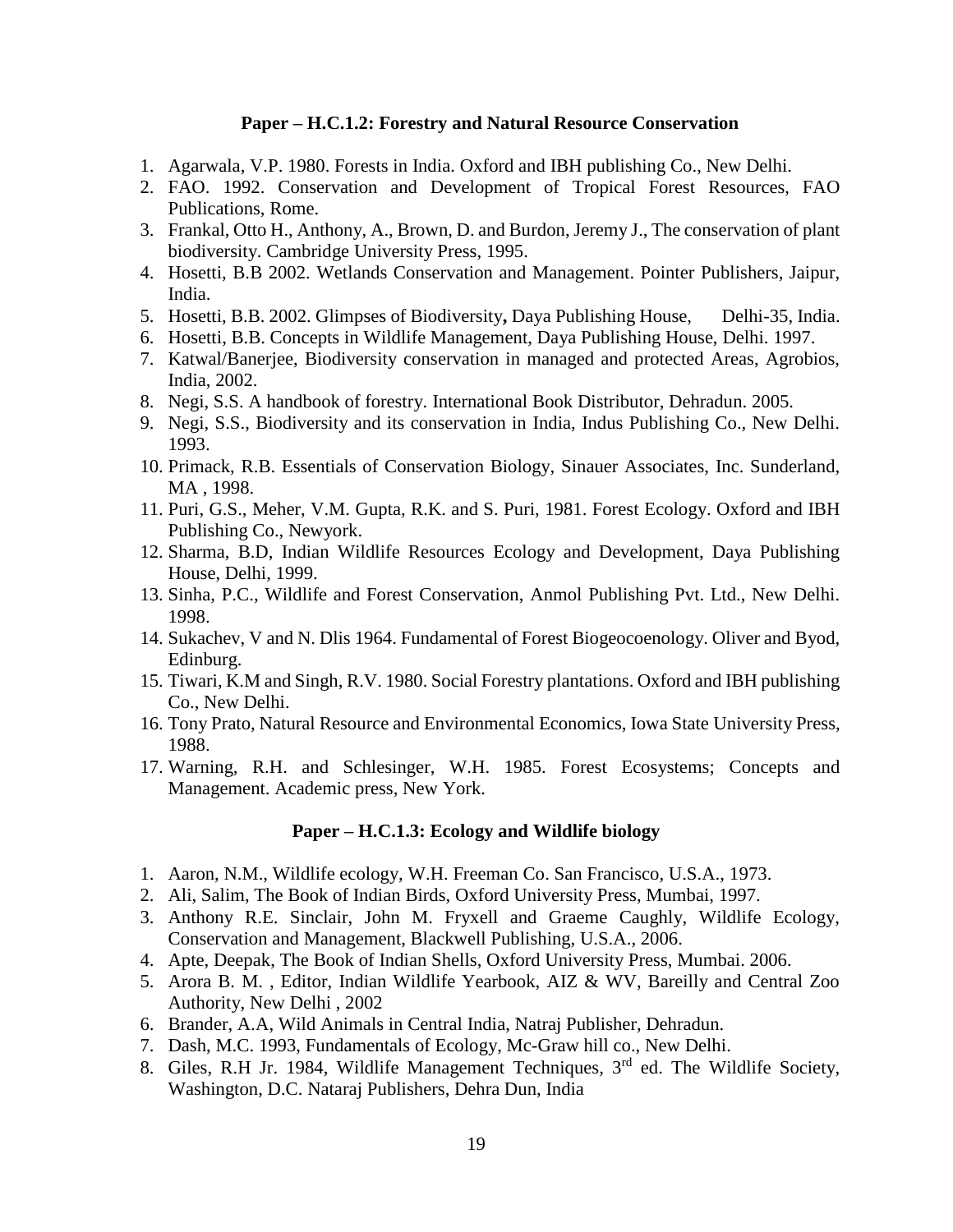### Paper – H.C.1.2: Forestry and Natural Resource Conservation

1. Agarwala, V.P. 1980. Forests in India. Oxford and IBH publishing Co., New Delhi.
2. FAO. 1992. Conservation and Development of Tropical Forest Resources, FAO Publications, Rome.
3. Frankal, Otto H., Anthony, A., Brown, D. and Burdon, Jeremy J., The conservation of plant biodiversity. Cambridge University Press, 1995.
4. Hosetti, B.B 2002. Wetlands Conservation and Management. Pointer Publishers, Jaipur, India.
5. Hosetti, B.B. 2002. Glimpses of Biodiversity**,** Daya Publishing House, Delhi-35, India.
6. Hosetti, B.B. Concepts in Wildlife Management, Daya Publishing House, Delhi. 1997.
7. Katwal/Banerjee, Biodiversity conservation in managed and protected Areas, Agrobios, India, 2002.
8. Negi, S.S. A handbook of forestry. International Book Distributor, Dehradun. 2005.
9. Negi, S.S., Biodiversity and its conservation in India, Indus Publishing Co., New Delhi. 1993.
10. Primack, R.B. Essentials of Conservation Biology, Sinauer Associates, Inc. Sunderland, MA , 1998.
11. Puri, G.S., Meher, V.M. Gupta, R.K. and S. Puri, 1981. Forest Ecology. Oxford and IBH Publishing Co., Newyork.
12. Sharma, B.D, Indian Wildlife Resources Ecology and Development, Daya Publishing House, Delhi, 1999.
13. Sinha, P.C., Wildlife and Forest Conservation, Anmol Publishing Pvt. Ltd., New Delhi. 1998.
14. Sukachev, V and N. Dlis 1964. Fundamental of Forest Biogeocoenology. Oliver and Byod, Edinburg.
15. Tiwari, K.M and Singh, R.V. 1980. Social Forestry plantations. Oxford and IBH publishing Co., New Delhi.
16. Tony Prato, Natural Resource and Environmental Economics, Iowa State University Press, 1988.
17. Warning, R.H. and Schlesinger, W.H. 1985. Forest Ecosystems; Concepts and Management. Academic press, New York.

### Paper – H.C.1.3: Ecology and Wildlife biology

1. Aaron, N.M., Wildlife ecology, W.H. Freeman Co. San Francisco, U.S.A., 1973.
2. Ali, Salim, The Book of Indian Birds, Oxford University Press, Mumbai, 1997.
3. Anthony R.E. Sinclair, John M. Fryxell and Graeme Caughly, Wildlife Ecology, Conservation and Management, Blackwell Publishing, U.S.A., 2006.
4. Apte, Deepak, The Book of Indian Shells, Oxford University Press, Mumbai. 2006.
5. Arora B. M. , Editor, Indian Wildlife Yearbook, AIZ & WV, Bareilly and Central Zoo Authority, New Delhi , 2002
6. Brander, A.A, Wild Animals in Central India, Natraj Publisher, Dehradun.
7. Dash, M.C. 1993, Fundamentals of Ecology, Mc-Graw hill co., New Delhi.
8. Giles, R.H Jr. 1984, Wildlife Management Techniques, 3rd ed. The Wildlife Society, Washington, D.C. Nataraj Publishers, Dehra Dun, India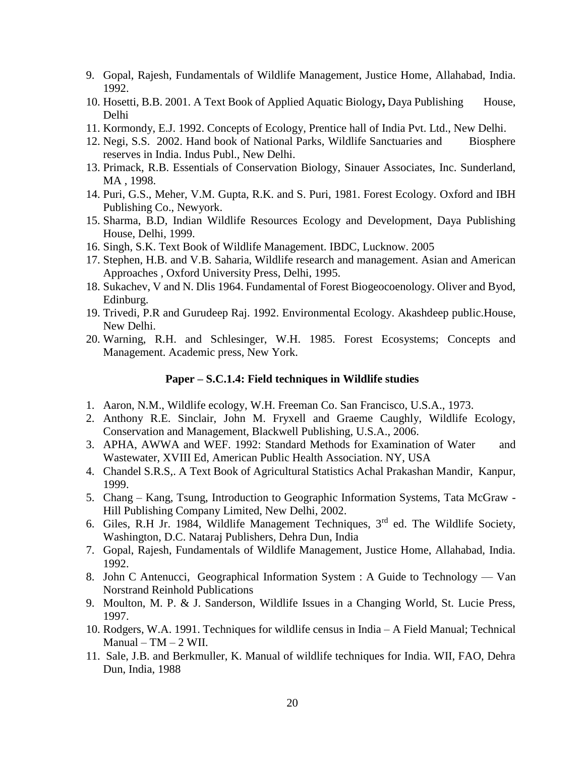9. Gopal, Rajesh, Fundamentals of Wildlife Management, Justice Home, Allahabad, India. 1992.
10. Hosetti, B.B. 2001. A Text Book of Applied Aquatic Biology**,** Daya Publishing House, Delhi
11. Kormondy, E.J. 1992. Concepts of Ecology, Prentice hall of India Pvt. Ltd., New Delhi.
12. Negi, S.S. 2002. Hand book of National Parks, Wildlife Sanctuaries and Biosphere reserves in India. Indus Publ., New Delhi.
13. Primack, R.B. Essentials of Conservation Biology, Sinauer Associates, Inc. Sunderland, MA , 1998.
14. Puri, G.S., Meher, V.M. Gupta, R.K. and S. Puri, 1981. Forest Ecology. Oxford and IBH Publishing Co., Newyork.
15. Sharma, B.D, Indian Wildlife Resources Ecology and Development, Daya Publishing House, Delhi, 1999.
16. Singh, S.K. Text Book of Wildlife Management. IBDC, Lucknow. 2005
17. Stephen, H.B. and V.B. Saharia, Wildlife research and management. Asian and American Approaches , Oxford University Press, Delhi, 1995.
18. Sukachev, V and N. Dlis 1964. Fundamental of Forest Biogeocoenology. Oliver and Byod, Edinburg.
19. Trivedi, P.R and Gurudeep Raj. 1992. Environmental Ecology. Akashdeep public.House, New Delhi.
20. Warning, R.H. and Schlesinger, W.H. 1985. Forest Ecosystems; Concepts and Management. Academic press, New York.

**Paper – S.C.1.4: Field techniques in Wildlife studies**

1. Aaron, N.M., Wildlife ecology, W.H. Freeman Co. San Francisco, U.S.A., 1973.
2. Anthony R.E. Sinclair, John M. Fryxell and Graeme Caughly, Wildlife Ecology, Conservation and Management, Blackwell Publishing, U.S.A., 2006.
3. APHA, AWWA and WEF. 1992: Standard Methods for Examination of Water and Wastewater, XVIII Ed, American Public Health Association. NY, USA
4. Chandel S.R.S,. A Text Book of Agricultural Statistics Achal Prakashan Mandir, Kanpur, 1999.
5. Chang – Kang, Tsung, Introduction to Geographic Information Systems, Tata McGraw - Hill Publishing Company Limited, New Delhi, 2002.
6. Giles, R.H Jr. 1984, Wildlife Management Techniques, 3rd ed. The Wildlife Society, Washington, D.C. Nataraj Publishers, Dehra Dun, India
7. Gopal, Rajesh, Fundamentals of Wildlife Management, Justice Home, Allahabad, India. 1992.
8. John C Antenucci, Geographical Information System : A Guide to Technology — Van Norstrand Reinhold Publications
9. Moulton, M. P. & J. Sanderson, Wildlife Issues in a Changing World, St. Lucie Press, 1997.
10. Rodgers, W.A. 1991. Techniques for wildlife census in India – A Field Manual; Technical Manual – TM – 2 WII.
11. Sale, J.B. and Berkmuller, K. Manual of wildlife techniques for India. WII, FAO, Dehra Dun, India, 1988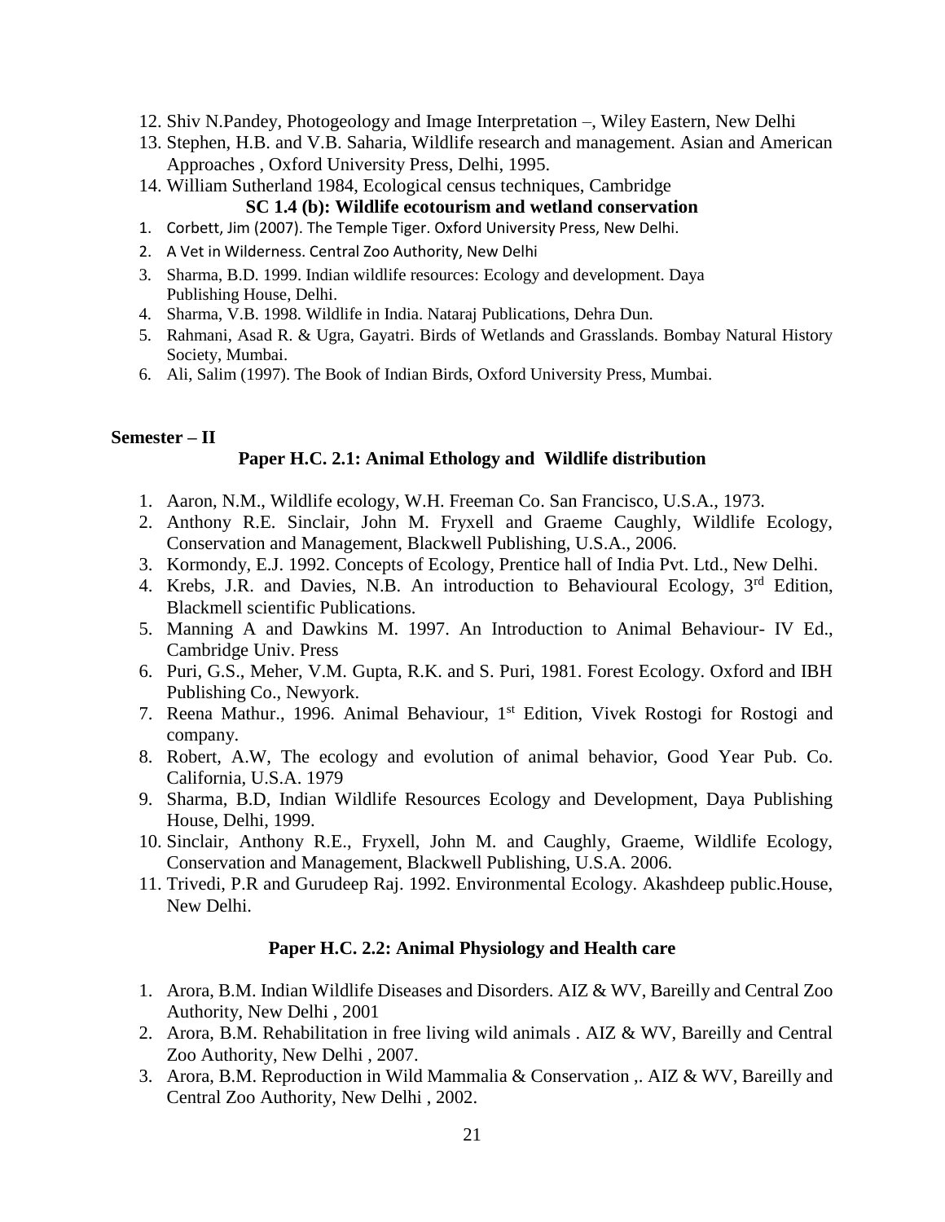12. Shiv N.Pandey, Photogeology and Image Interpretation –, Wiley Eastern, New Delhi
13. Stephen, H.B. and V.B. Saharia, Wildlife research and management. Asian and American Approaches , Oxford University Press, Delhi, 1995.
14. William Sutherland 1984, Ecological census techniques, Cambridge

### SC 1.4 (b): Wildlife ecotourism and wetland conservation

1. Corbett, Jim (2007). The Temple Tiger. Oxford University Press, New Delhi.
2. A Vet in Wilderness. Central Zoo Authority, New Delhi
3. Sharma, B.D. 1999. Indian wildlife resources: Ecology and development. Daya Publishing House, Delhi.
4. Sharma, V.B. 1998. Wildlife in India. Nataraj Publications, Dehra Dun.
5. Rahmani, Asad R. & Ugra, Gayatri. Birds of Wetlands and Grasslands. Bombay Natural History Society, Mumbai.
6. Ali, Salim (1997). The Book of Indian Birds, Oxford University Press, Mumbai.

## Semester – II

### Paper H.C. 2.1: Animal Ethology and Wildlife distribution

1. Aaron, N.M., Wildlife ecology, W.H. Freeman Co. San Francisco, U.S.A., 1973.
2. Anthony R.E. Sinclair, John M. Fryxell and Graeme Caughly, Wildlife Ecology, Conservation and Management, Blackwell Publishing, U.S.A., 2006.
3. Kormondy, E.J. 1992. Concepts of Ecology, Prentice hall of India Pvt. Ltd., New Delhi.
4. Krebs, J.R. and Davies, N.B. An introduction to Behavioural Ecology, 3rd Edition, Blackmell scientific Publications.
5. Manning A and Dawkins M. 1997. An Introduction to Animal Behaviour- IV Ed., Cambridge Univ. Press
6. Puri, G.S., Meher, V.M. Gupta, R.K. and S. Puri, 1981. Forest Ecology. Oxford and IBH Publishing Co., Newyork.
7. Reena Mathur., 1996. Animal Behaviour, 1st Edition, Vivek Rostogi for Rostogi and company.
8. Robert, A.W, The ecology and evolution of animal behavior, Good Year Pub. Co. California, U.S.A. 1979
9. Sharma, B.D, Indian Wildlife Resources Ecology and Development, Daya Publishing House, Delhi, 1999.
10. Sinclair, Anthony R.E., Fryxell, John M. and Caughly, Graeme, Wildlife Ecology, Conservation and Management, Blackwell Publishing, U.S.A. 2006.
11. Trivedi, P.R and Gurudeep Raj. 1992. Environmental Ecology. Akashdeep public.House, New Delhi.

### Paper H.C. 2.2: Animal Physiology and Health care

1. Arora, B.M. Indian Wildlife Diseases and Disorders. AIZ & WV, Bareilly and Central Zoo Authority, New Delhi , 2001
2. Arora, B.M. Rehabilitation in free living wild animals . AIZ & WV, Bareilly and Central Zoo Authority, New Delhi , 2007.
3. Arora, B.M. Reproduction in Wild Mammalia & Conservation ,. AIZ & WV, Bareilly and Central Zoo Authority, New Delhi , 2002.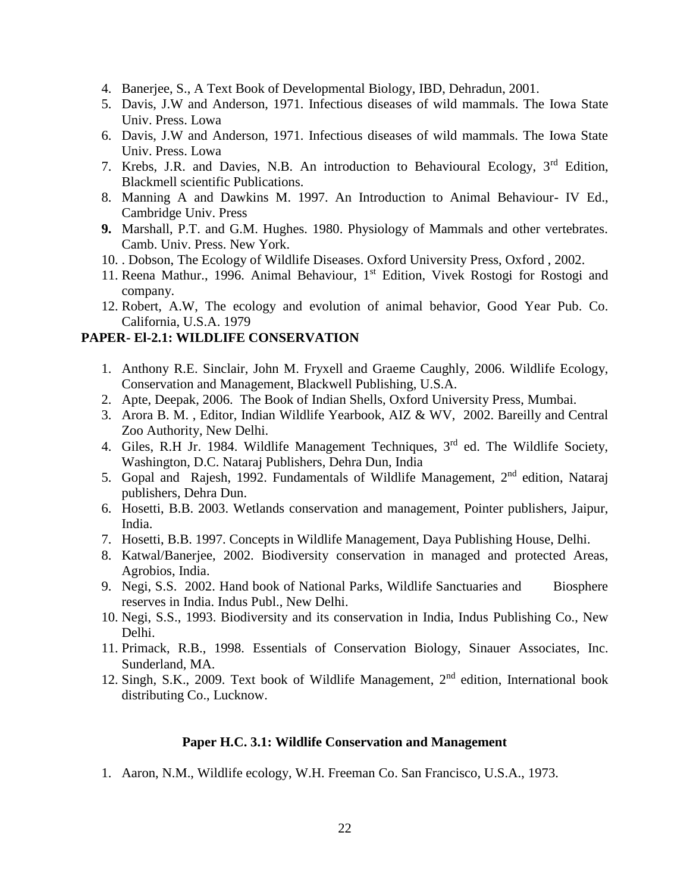4. Banerjee, S., A Text Book of Developmental Biology, IBD, Dehradun, 2001.
5. Davis, J.W and Anderson, 1971. Infectious diseases of wild mammals. The Iowa State Univ. Press. Lowa
6. Davis, J.W and Anderson, 1971. Infectious diseases of wild mammals. The Iowa State Univ. Press. Lowa
7. Krebs, J.R. and Davies, N.B. An introduction to Behavioural Ecology, 3rd Edition, Blackmell scientific Publications.
8. Manning A and Dawkins M. 1997. An Introduction to Animal Behaviour- IV Ed., Cambridge Univ. Press
9. Marshall, P.T. and G.M. Hughes. 1980. Physiology of Mammals and other vertebrates. Camb. Univ. Press. New York.
10. . Dobson, The Ecology of Wildlife Diseases. Oxford University Press, Oxford , 2002.
11. Reena Mathur., 1996. Animal Behaviour, 1st Edition, Vivek Rostogi for Rostogi and company.
12. Robert, A.W, The ecology and evolution of animal behavior, Good Year Pub. Co. California, U.S.A. 1979

**PAPER- El-2.1: WILDLIFE CONSERVATION**

1. Anthony R.E. Sinclair, John M. Fryxell and Graeme Caughly, 2006. Wildlife Ecology, Conservation and Management, Blackwell Publishing, U.S.A.
2. Apte, Deepak, 2006. The Book of Indian Shells, Oxford University Press, Mumbai.
3. Arora B. M. , Editor, Indian Wildlife Yearbook, AIZ & WV, 2002. Bareilly and Central Zoo Authority, New Delhi.
4. Giles, R.H Jr. 1984. Wildlife Management Techniques, 3rd ed. The Wildlife Society, Washington, D.C. Nataraj Publishers, Dehra Dun, India
5. Gopal and Rajesh, 1992. Fundamentals of Wildlife Management, 2nd edition, Nataraj publishers, Dehra Dun.
6. Hosetti, B.B. 2003. Wetlands conservation and management, Pointer publishers, Jaipur, India.
7. Hosetti, B.B. 1997. Concepts in Wildlife Management, Daya Publishing House, Delhi.
8. Katwal/Banerjee, 2002. Biodiversity conservation in managed and protected Areas, Agrobios, India.
9. Negi, S.S. 2002. Hand book of National Parks, Wildlife Sanctuaries and Biosphere reserves in India. Indus Publ., New Delhi.
10. Negi, S.S., 1993. Biodiversity and its conservation in India, Indus Publishing Co., New Delhi.
11. Primack, R.B., 1998. Essentials of Conservation Biology, Sinauer Associates, Inc. Sunderland, MA.
12. Singh, S.K., 2009. Text book of Wildlife Management, 2nd edition, International book distributing Co., Lucknow.

**Paper H.C. 3.1: Wildlife Conservation and Management**

1. Aaron, N.M., Wildlife ecology, W.H. Freeman Co. San Francisco, U.S.A., 1973.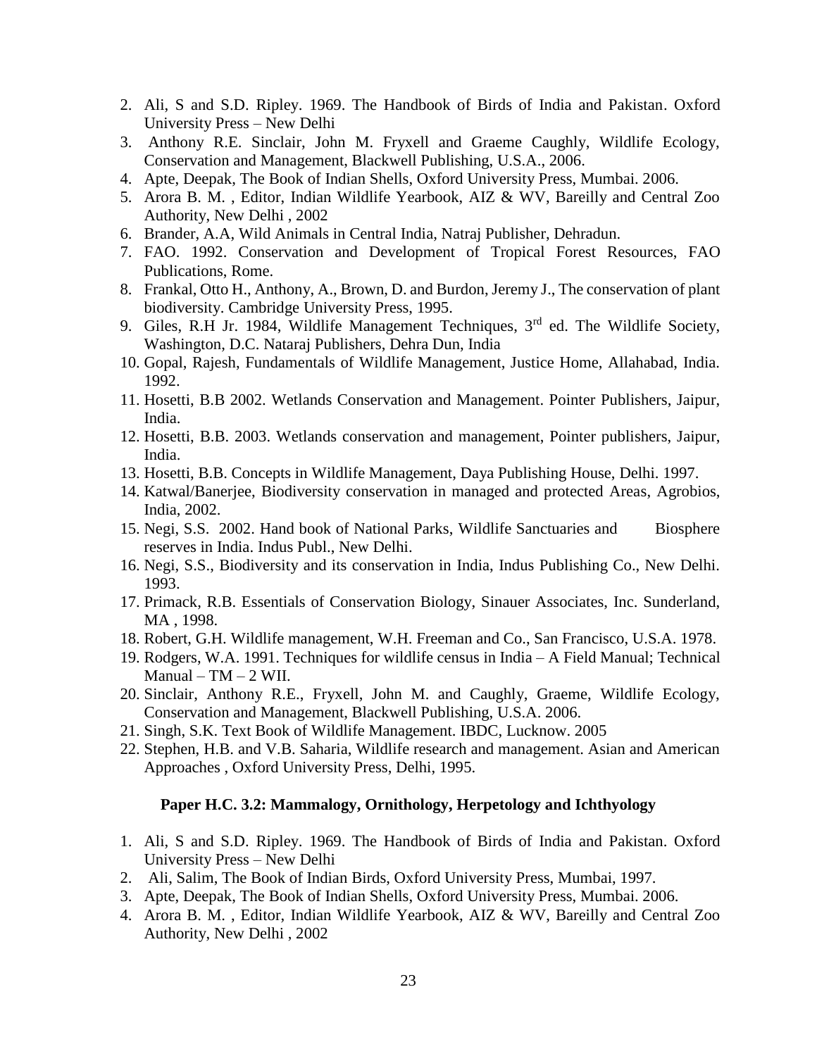2. Ali, S and S.D. Ripley. 1969. The Handbook of Birds of India and Pakistan. Oxford University Press – New Delhi
3. Anthony R.E. Sinclair, John M. Fryxell and Graeme Caughly, Wildlife Ecology, Conservation and Management, Blackwell Publishing, U.S.A., 2006.
4. Apte, Deepak, The Book of Indian Shells, Oxford University Press, Mumbai. 2006.
5. Arora B. M. , Editor, Indian Wildlife Yearbook, AIZ & WV, Bareilly and Central Zoo Authority, New Delhi , 2002
6. Brander, A.A, Wild Animals in Central India, Natraj Publisher, Dehradun.
7. FAO. 1992. Conservation and Development of Tropical Forest Resources, FAO Publications, Rome.
8. Frankal, Otto H., Anthony, A., Brown, D. and Burdon, Jeremy J., The conservation of plant biodiversity. Cambridge University Press, 1995.
9. Giles, R.H Jr. 1984, Wildlife Management Techniques, 3rd ed. The Wildlife Society, Washington, D.C. Nataraj Publishers, Dehra Dun, India
10. Gopal, Rajesh, Fundamentals of Wildlife Management, Justice Home, Allahabad, India. 1992.
11. Hosetti, B.B 2002. Wetlands Conservation and Management. Pointer Publishers, Jaipur, India.
12. Hosetti, B.B. 2003. Wetlands conservation and management, Pointer publishers, Jaipur, India.
13. Hosetti, B.B. Concepts in Wildlife Management, Daya Publishing House, Delhi. 1997.
14. Katwal/Banerjee, Biodiversity conservation in managed and protected Areas, Agrobios, India, 2002.
15. Negi, S.S. 2002. Hand book of National Parks, Wildlife Sanctuaries and Biosphere reserves in India. Indus Publ., New Delhi.
16. Negi, S.S., Biodiversity and its conservation in India, Indus Publishing Co., New Delhi. 1993.
17. Primack, R.B. Essentials of Conservation Biology, Sinauer Associates, Inc. Sunderland, MA , 1998.
18. Robert, G.H. Wildlife management, W.H. Freeman and Co., San Francisco, U.S.A. 1978.
19. Rodgers, W.A. 1991. Techniques for wildlife census in India – A Field Manual; Technical Manual – TM – 2 WII.
20. Sinclair, Anthony R.E., Fryxell, John M. and Caughly, Graeme, Wildlife Ecology, Conservation and Management, Blackwell Publishing, U.S.A. 2006.
21. Singh, S.K. Text Book of Wildlife Management. IBDC, Lucknow. 2005
22. Stephen, H.B. and V.B. Saharia, Wildlife research and management. Asian and American Approaches , Oxford University Press, Delhi, 1995.

### Paper H.C. 3.2: Mammalogy, Ornithology, Herpetology and Ichthyology

1. Ali, S and S.D. Ripley. 1969. The Handbook of Birds of India and Pakistan. Oxford University Press – New Delhi
2. Ali, Salim, The Book of Indian Birds, Oxford University Press, Mumbai, 1997.
3. Apte, Deepak, The Book of Indian Shells, Oxford University Press, Mumbai. 2006.
4. Arora B. M. , Editor, Indian Wildlife Yearbook, AIZ & WV, Bareilly and Central Zoo Authority, New Delhi , 2002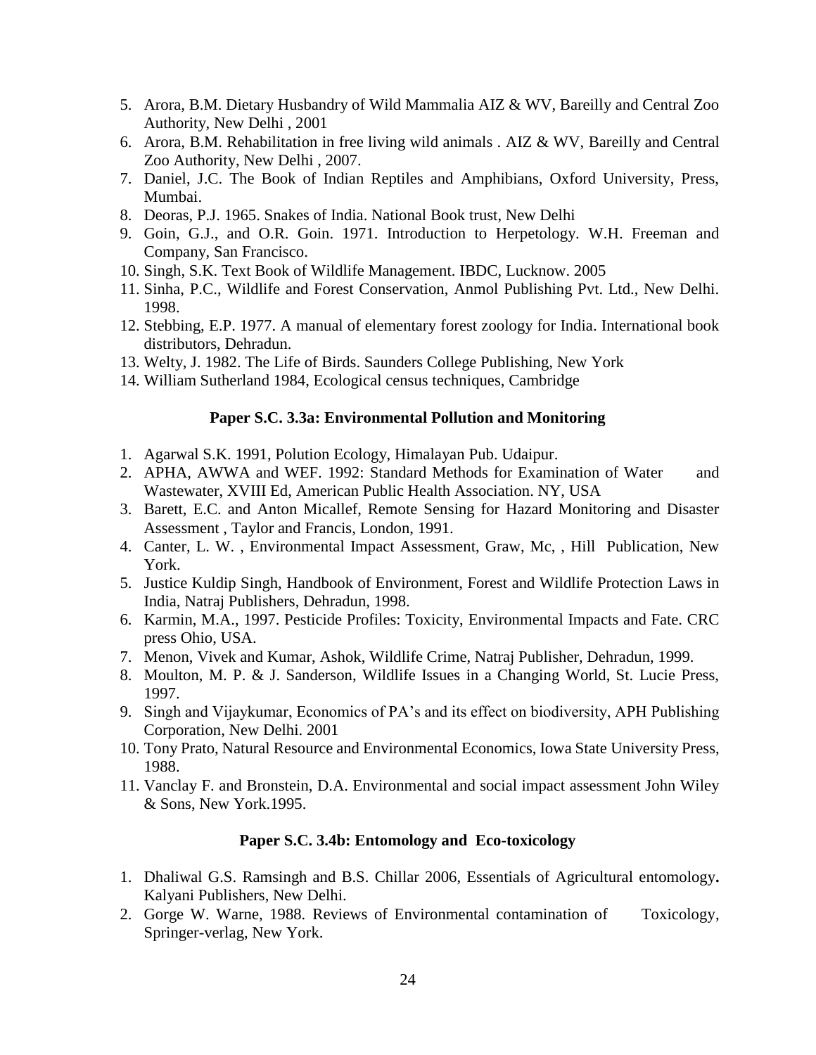5. Arora, B.M. Dietary Husbandry of Wild Mammalia AIZ & WV, Bareilly and Central Zoo Authority, New Delhi , 2001
6. Arora, B.M. Rehabilitation in free living wild animals . AIZ & WV, Bareilly and Central Zoo Authority, New Delhi , 2007.
7. Daniel, J.C. The Book of Indian Reptiles and Amphibians, Oxford University, Press, Mumbai.
8. Deoras, P.J. 1965. Snakes of India. National Book trust, New Delhi
9. Goin, G.J., and O.R. Goin. 1971. Introduction to Herpetology. W.H. Freeman and Company, San Francisco.
10. Singh, S.K. Text Book of Wildlife Management. IBDC, Lucknow. 2005
11. Sinha, P.C., Wildlife and Forest Conservation, Anmol Publishing Pvt. Ltd., New Delhi. 1998.
12. Stebbing, E.P. 1977. A manual of elementary forest zoology for India. International book distributors, Dehradun.
13. Welty, J. 1982. The Life of Birds. Saunders College Publishing, New York
14. William Sutherland 1984, Ecological census techniques, Cambridge

### Paper S.C. 3.3a: Environmental Pollution and Monitoring

1. Agarwal S.K. 1991, Polution Ecology, Himalayan Pub. Udaipur.
2. APHA, AWWA and WEF. 1992: Standard Methods for Examination of Water and Wastewater, XVIII Ed, American Public Health Association. NY, USA
3. Barett, E.C. and Anton Micallef, Remote Sensing for Hazard Monitoring and Disaster Assessment , Taylor and Francis, London, 1991.
4. Canter, L. W. , Environmental Impact Assessment, Graw, Mc, , Hill Publication, New York.
5. Justice Kuldip Singh, Handbook of Environment, Forest and Wildlife Protection Laws in India, Natraj Publishers, Dehradun, 1998.
6. Karmin, M.A., 1997. Pesticide Profiles: Toxicity, Environmental Impacts and Fate. CRC press Ohio, USA.
7. Menon, Vivek and Kumar, Ashok, Wildlife Crime, Natraj Publisher, Dehradun, 1999.
8. Moulton, M. P. & J. Sanderson, Wildlife Issues in a Changing World, St. Lucie Press, 1997.
9. Singh and Vijaykumar, Economics of PA's and its effect on biodiversity, APH Publishing Corporation, New Delhi. 2001
10. Tony Prato, Natural Resource and Environmental Economics, Iowa State University Press, 1988.
11. Vanclay F. and Bronstein, D.A. Environmental and social impact assessment John Wiley & Sons, New York.1995.

### Paper S.C. 3.4b: Entomology and Eco-toxicology

1. Dhaliwal G.S. Ramsingh and B.S. Chillar 2006, Essentials of Agricultural entomology**.** Kalyani Publishers, New Delhi.
2. Gorge W. Warne, 1988. Reviews of Environmental contamination of Toxicology, Springer-verlag, New York.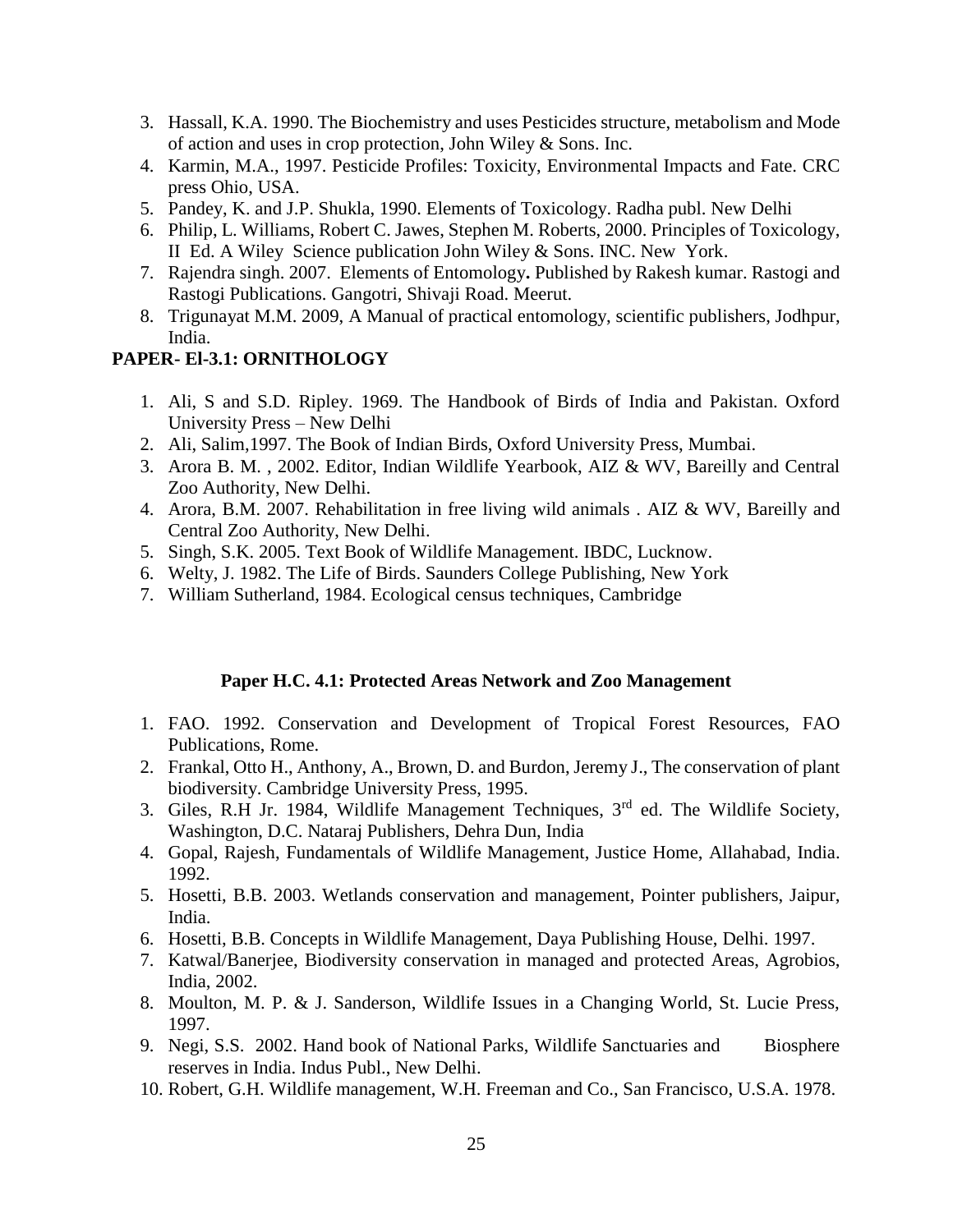3. Hassall, K.A. 1990. The Biochemistry and uses Pesticides structure, metabolism and Mode of action and uses in crop protection, John Wiley & Sons. Inc.
4. Karmin, M.A., 1997. Pesticide Profiles: Toxicity, Environmental Impacts and Fate. CRC press Ohio, USA.
5. Pandey, K. and J.P. Shukla, 1990. Elements of Toxicology. Radha publ. New Delhi
6. Philip, L. Williams, Robert C. Jawes, Stephen M. Roberts, 2000. Principles of Toxicology, II Ed. A Wiley Science publication John Wiley & Sons. INC. New York.
7. Rajendra singh. 2007. Elements of Entomology**.** Published by Rakesh kumar. Rastogi and Rastogi Publications. Gangotri, Shivaji Road. Meerut.
8. Trigunayat M.M. 2009, A Manual of practical entomology, scientific publishers, Jodhpur, India.

**PAPER- El-3.1: ORNITHOLOGY**

1. Ali, S and S.D. Ripley. 1969. The Handbook of Birds of India and Pakistan. Oxford University Press – New Delhi
2. Ali, Salim,1997. The Book of Indian Birds, Oxford University Press, Mumbai.
3. Arora B. M. , 2002. Editor, Indian Wildlife Yearbook, AIZ & WV, Bareilly and Central Zoo Authority, New Delhi.
4. Arora, B.M. 2007. Rehabilitation in free living wild animals . AIZ & WV, Bareilly and Central Zoo Authority, New Delhi.
5. Singh, S.K. 2005. Text Book of Wildlife Management. IBDC, Lucknow.
6. Welty, J. 1982. The Life of Birds. Saunders College Publishing, New York
7. William Sutherland, 1984. Ecological census techniques, Cambridge

**Paper H.C. 4.1: Protected Areas Network and Zoo Management**

1. FAO. 1992. Conservation and Development of Tropical Forest Resources, FAO Publications, Rome.
2. Frankal, Otto H., Anthony, A., Brown, D. and Burdon, Jeremy J., The conservation of plant biodiversity. Cambridge University Press, 1995.
3. Giles, R.H Jr. 1984, Wildlife Management Techniques, 3rd ed. The Wildlife Society, Washington, D.C. Nataraj Publishers, Dehra Dun, India
4. Gopal, Rajesh, Fundamentals of Wildlife Management, Justice Home, Allahabad, India. 1992.
5. Hosetti, B.B. 2003. Wetlands conservation and management, Pointer publishers, Jaipur, India.
6. Hosetti, B.B. Concepts in Wildlife Management, Daya Publishing House, Delhi. 1997.
7. Katwal/Banerjee, Biodiversity conservation in managed and protected Areas, Agrobios, India, 2002.
8. Moulton, M. P. & J. Sanderson, Wildlife Issues in a Changing World, St. Lucie Press, 1997.
9. Negi, S.S. 2002. Hand book of National Parks, Wildlife Sanctuaries and Biosphere reserves in India. Indus Publ., New Delhi.
10. Robert, G.H. Wildlife management, W.H. Freeman and Co., San Francisco, U.S.A. 1978.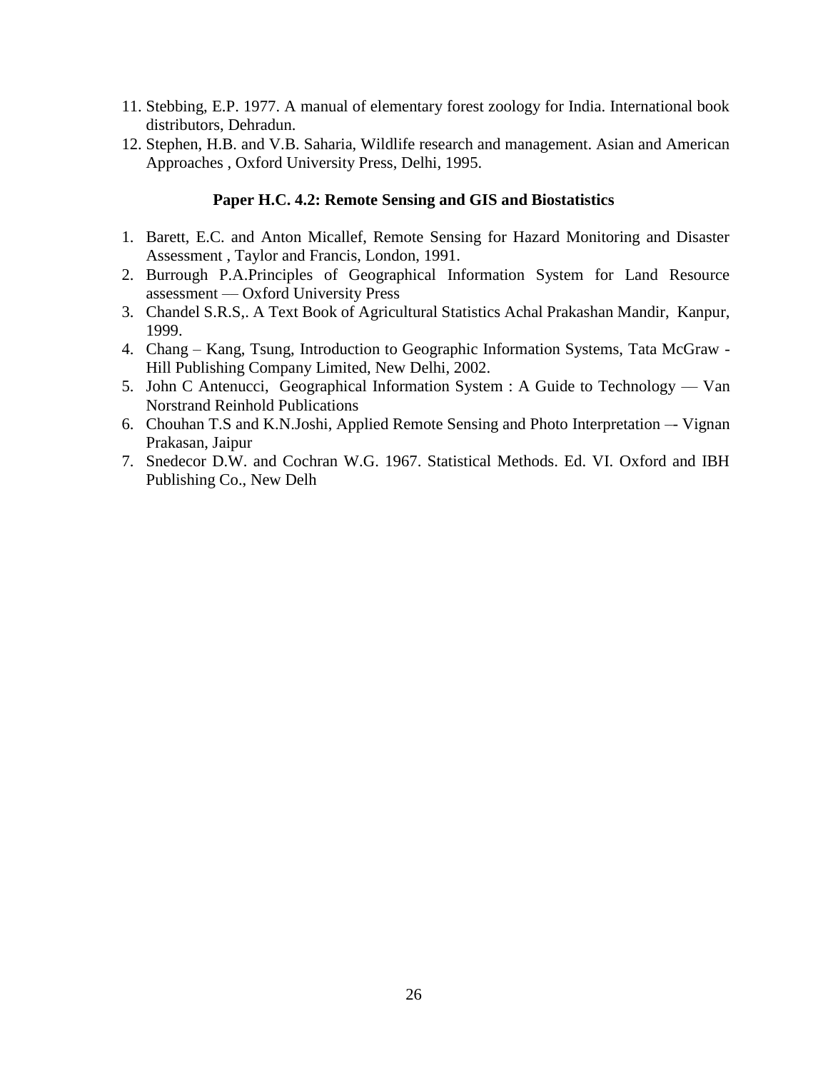11. Stebbing, E.P. 1977. A manual of elementary forest zoology for India. International book distributors, Dehradun.
12. Stephen, H.B. and V.B. Saharia, Wildlife research and management. Asian and American Approaches , Oxford University Press, Delhi, 1995.

### Paper H.C. 4.2: Remote Sensing and GIS and Biostatistics

1. Barett, E.C. and Anton Micallef, Remote Sensing for Hazard Monitoring and Disaster Assessment , Taylor and Francis, London, 1991.
2. Burrough P.A.Principles of Geographical Information System for Land Resource assessment — Oxford University Press
3. Chandel S.R.S,. A Text Book of Agricultural Statistics Achal Prakashan Mandir, Kanpur, 1999.
4. Chang – Kang, Tsung, Introduction to Geographic Information Systems, Tata McGraw - Hill Publishing Company Limited, New Delhi, 2002.
5. John C Antenucci, Geographical Information System : A Guide to Technology — Van Norstrand Reinhold Publications
6. Chouhan T.S and K.N.Joshi, Applied Remote Sensing and Photo Interpretation –- Vignan Prakasan, Jaipur
7. Snedecor D.W. and Cochran W.G. 1967. Statistical Methods. Ed. VI. Oxford and IBH Publishing Co., New Delh